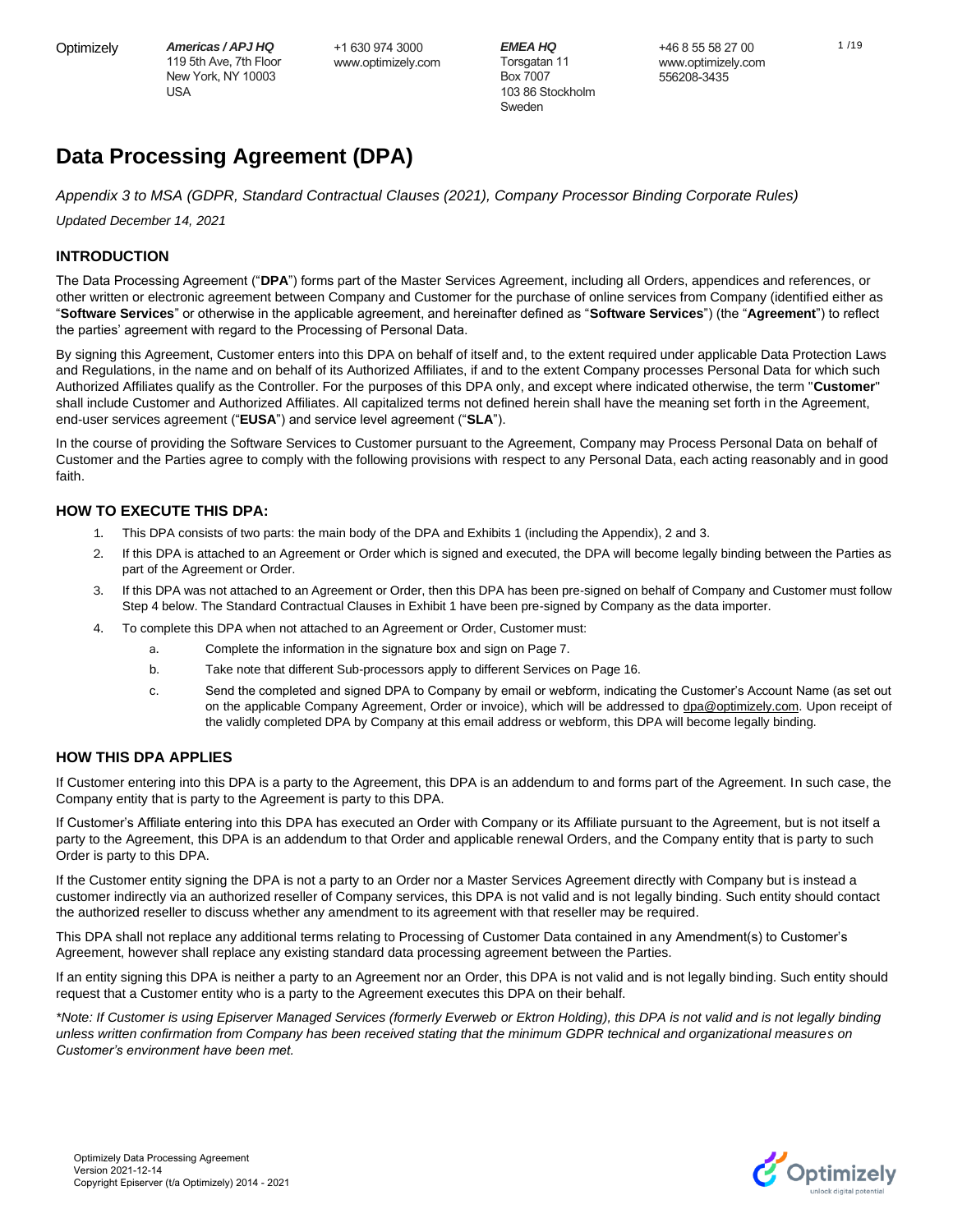# Data Processing Agreement (DPA)

*Appendix 3 to MSA (GDPR, Standard Contractual Clauses (2021), Company Processor Binding Corporate Rules)*

*Updated December 14, 2021*

## INTRODUCTION

The Data Processing Agreement ("**DPA**") forms part of the Master Services Agreement, including all Orders, appendices and references, or other written or electronic agreement between Company and Customer for the purchase of online services from Company (identified either as "**Software Services**" or otherwise in the applicable agreement, and hereinafter defined as "**Software Services**") (the "**Agreement**") to reflect the parties' agreement with regard to the Processing of Personal Data.

By signing this Agreement, Customer enters into this DPA on behalf of itself and, to the extent required under applicable Data Protection Laws and Regulations, in the name and on behalf of its Authorized Affiliates, if and to the extent Company processes Personal Data for which such Authorized Affiliates qualify as the Controller. For the purposes of this DPA only, and except where indicated otherwise, the term "**Customer**" shall include Customer and Authorized Affiliates. All capitalized terms not defined herein shall have the meaning set forth in the Agreement, end-user services agreement ("**EUSA**") and service level agreement ("**SLA**").

In the course of providing the Software Services to Customer pursuant to the Agreement, Company may Process Personal Data on behalf of Customer and the Parties agree to comply with the following provisions with respect to any Personal Data, each acting reasonably and in good faith.

## HOW TO EXECUTE THIS DPA:

1. This DPA consists of two parts: the main body of the DPA and Exhibits 1 (including the Appendix), 2 and 3.
2. If this DPA is attached to an Agreement or Order which is signed and executed, the DPA will become legally binding between the Parties as part of the Agreement or Order.
3. If this DPA was not attached to an Agreement or Order, then this DPA has been pre-signed on behalf of Company and Customer must follow Step 4 below. The Standard Contractual Clauses in Exhibit 1 have been pre-signed by Company as the data importer.
4. To complete this DPA when not attached to an Agreement or Order, Customer must:
   a. Complete the information in the signature box and sign on Page 7.
   b. Take note that different Sub-processors apply to different Services on Page 16.
   c. Send the completed and signed DPA to Company by email or webform, indicating the Customer's Account Name (as set out on the applicable Company Agreement, Order or invoice), which will be addressed to dpa@optimizely.com. Upon receipt of the validly completed DPA by Company at this email address or webform, this DPA will become legally binding.

## HOW THIS DPA APPLIES

If Customer entering into this DPA is a party to the Agreement, this DPA is an addendum to and forms part of the Agreement. In such case, the Company entity that is party to the Agreement is party to this DPA.

If Customer's Affiliate entering into this DPA has executed an Order with Company or its Affiliate pursuant to the Agreement, but is not itself a party to the Agreement, this DPA is an addendum to that Order and applicable renewal Orders, and the Company entity that is party to such Order is party to this DPA.

If the Customer entity signing the DPA is not a party to an Order nor a Master Services Agreement directly with Company but is instead a customer indirectly via an authorized reseller of Company services, this DPA is not valid and is not legally binding. Such entity should contact the authorized reseller to discuss whether any amendment to its agreement with that reseller may be required.

This DPA shall not replace any additional terms relating to Processing of Customer Data contained in any Amendment(s) to Customer's Agreement, however shall replace any existing standard data processing agreement between the Parties.

If an entity signing this DPA is neither a party to an Agreement nor an Order, this DPA is not valid and is not legally binding. Such entity should request that a Customer entity who is a party to the Agreement executes this DPA on their behalf.

*\*Note: If Customer is using Episerver Managed Services (formerly Everweb or Ektron Holding), this DPA is not valid and is not legally binding unless written confirmation from Company has been received stating that the minimum GDPR technical and organizational measures on Customer's environment have been met.*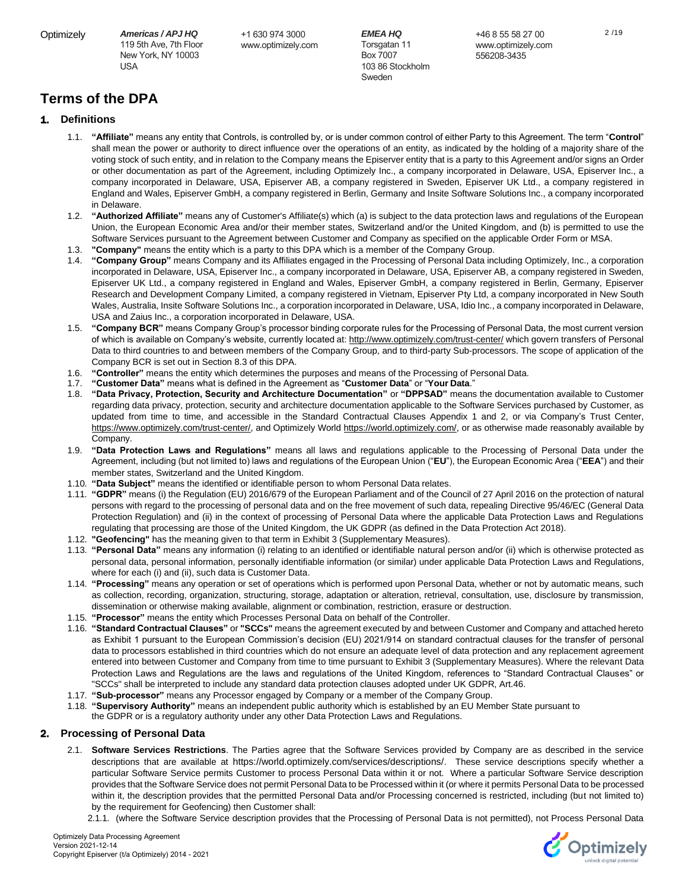# Terms of the DPA

## 1. Definitions

1.1. **"Affiliate"** means any entity that Controls, is controlled by, or is under common control of either Party to this Agreement. The term "**Control**" shall mean the power or authority to direct influence over the operations of an entity, as indicated by the holding of a majority share of the voting stock of such entity, and in relation to the Company means the Episerver entity that is a party to this Agreement and/or signs an Order or other documentation as part of the Agreement, including Optimizely Inc., a company incorporated in Delaware, USA, Episerver Inc., a company incorporated in Delaware, USA, Episerver AB, a company registered in Sweden, Episerver UK Ltd., a company registered in England and Wales, Episerver GmbH, a company registered in Berlin, Germany and Insite Software Solutions Inc., a company incorporated in Delaware.

1.2. **"Authorized Affiliate"** means any of Customer's Affiliate(s) which (a) is subject to the data protection laws and regulations of the European Union, the European Economic Area and/or their member states, Switzerland and/or the United Kingdom, and (b) is permitted to use the Software Services pursuant to the Agreement between Customer and Company as specified on the applicable Order Form or MSA.

1.3. **"Company"** means the entity which is a party to this DPA which is a member of the Company Group.

1.4. **"Company Group"** means Company and its Affiliates engaged in the Processing of Personal Data including Optimizely, Inc., a corporation incorporated in Delaware, USA, Episerver Inc., a company incorporated in Delaware, USA, Episerver AB, a company registered in Sweden, Episerver UK Ltd., a company registered in England and Wales, Episerver GmbH, a company registered in Berlin, Germany, Episerver Research and Development Company Limited, a company registered in Vietnam, Episerver Pty Ltd, a company incorporated in New South Wales, Australia, Insite Software Solutions Inc., a corporation incorporated in Delaware, USA, Idio Inc., a company incorporated in Delaware, USA and Zaius Inc., a corporation incorporated in Delaware, USA.

1.5. **"Company BCR"** means Company Group's processor binding corporate rules for the Processing of Personal Data, the most current version of which is available on Company's website, currently located at: http://www.optimizely.com/trust-center/ which govern transfers of Personal Data to third countries to and between members of the Company Group, and to third-party Sub-processors. The scope of application of the Company BCR is set out in Section 8.3 of this DPA.

1.6. **"Controller"** means the entity which determines the purposes and means of the Processing of Personal Data.

1.7. **"Customer Data"** means what is defined in the Agreement as "**Customer Data**" or "**Your Data**."

1.8. **"Data Privacy, Protection, Security and Architecture Documentation"** or **"DPPSAD"** means the documentation available to Customer regarding data privacy, protection, security and architecture documentation applicable to the Software Services purchased by Customer, as updated from time to time, and accessible in the Standard Contractual Clauses Appendix 1 and 2, or via Company's Trust Center, https://www.optimizely.com/trust-center/, and Optimizely World https://world.optimizely.com/, or as otherwise made reasonably available by Company.

1.9. **"Data Protection Laws and Regulations"** means all laws and regulations applicable to the Processing of Personal Data under the Agreement, including (but not limited to) laws and regulations of the European Union ("**EU**"), the European Economic Area ("**EEA**") and their member states, Switzerland and the United Kingdom.

1.10. **"Data Subject"** means the identified or identifiable person to whom Personal Data relates.

1.11. **"GDPR"** means (i) the Regulation (EU) 2016/679 of the European Parliament and of the Council of 27 April 2016 on the protection of natural persons with regard to the processing of personal data and on the free movement of such data, repealing Directive 95/46/EC (General Data Protection Regulation) and (ii) in the context of processing of Personal Data where the applicable Data Protection Laws and Regulations regulating that processing are those of the United Kingdom, the UK GDPR (as defined in the Data Protection Act 2018).

1.12. **"Geofencing"** has the meaning given to that term in Exhibit 3 (Supplementary Measures).

1.13. **"Personal Data"** means any information (i) relating to an identified or identifiable natural person and/or (ii) which is otherwise protected as personal data, personal information, personally identifiable information (or similar) under applicable Data Protection Laws and Regulations, where for each (i) and (ii), such data is Customer Data.

1.14. **"Processing"** means any operation or set of operations which is performed upon Personal Data, whether or not by automatic means, such as collection, recording, organization, structuring, storage, adaptation or alteration, retrieval, consultation, use, disclosure by transmission, dissemination or otherwise making available, alignment or combination, restriction, erasure or destruction.

1.15. **"Processor"** means the entity which Processes Personal Data on behalf of the Controller.

1.16. **"Standard Contractual Clauses"** or **"SCCs"** means the agreement executed by and between Customer and Company and attached hereto as Exhibit 1 pursuant to the European Commission's decision (EU) 2021/914 on standard contractual clauses for the transfer of personal data to processors established in third countries which do not ensure an adequate level of data protection and any replacement agreement entered into between Customer and Company from time to time pursuant to Exhibit 3 (Supplementary Measures). Where the relevant Data Protection Laws and Regulations are the laws and regulations of the United Kingdom, references to "Standard Contractual Clauses" or "SCCs" shall be interpreted to include any standard data protection clauses adopted under UK GDPR, Art.46.

1.17. **"Sub-processor"** means any Processor engaged by Company or a member of the Company Group.

1.18. **"Supervisory Authority"** means an independent public authority which is established by an EU Member State pursuant to the GDPR or is a regulatory authority under any other Data Protection Laws and Regulations.

## 2. Processing of Personal Data

2.1. **Software Services Restrictions**. The Parties agree that the Software Services provided by Company are as described in the service descriptions that are available at https://world.optimizely.com/services/descriptions/. These service descriptions specify whether a particular Software Service permits Customer to process Personal Data within it or not. Where a particular Software Service description provides that the Software Service does not permit Personal Data to be Processed within it (or where it permits Personal Data to be processed within it, the description provides that the permitted Personal Data and/or Processing concerned is restricted, including (but not limited to) by the requirement for Geofencing) then Customer shall:

2.1.1. (where the Software Service description provides that the Processing of Personal Data is not permitted), not Process Personal Data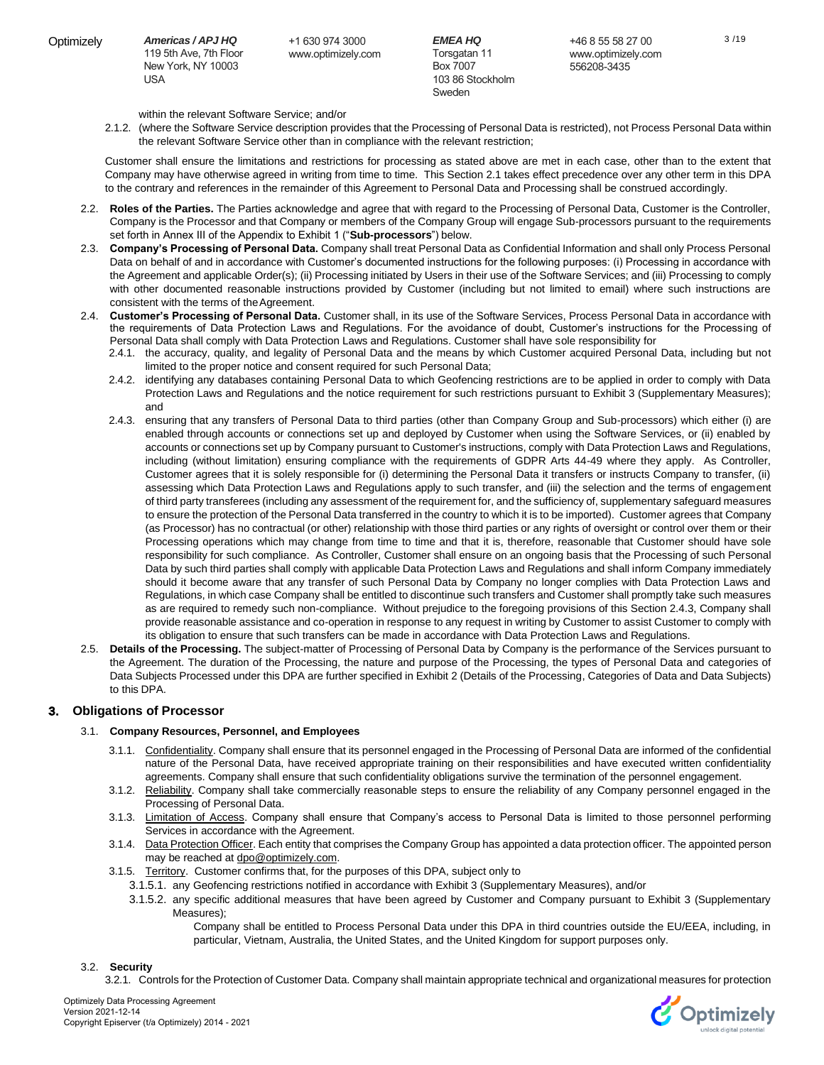within the relevant Software Service; and/or

2.1.2. (where the Software Service description provides that the Processing of Personal Data is restricted), not Process Personal Data within the relevant Software Service other than in compliance with the relevant restriction;

Customer shall ensure the limitations and restrictions for processing as stated above are met in each case, other than to the extent that Company may have otherwise agreed in writing from time to time. This Section 2.1 takes effect precedence over any other term in this DPA to the contrary and references in the remainder of this Agreement to Personal Data and Processing shall be construed accordingly.

2.2. **Roles of the Parties.** The Parties acknowledge and agree that with regard to the Processing of Personal Data, Customer is the Controller, Company is the Processor and that Company or members of the Company Group will engage Sub-processors pursuant to the requirements set forth in Annex III of the Appendix to Exhibit 1 ("**Sub-processors**") below.

2.3. **Company's Processing of Personal Data.** Company shall treat Personal Data as Confidential Information and shall only Process Personal Data on behalf of and in accordance with Customer's documented instructions for the following purposes: (i) Processing in accordance with the Agreement and applicable Order(s); (ii) Processing initiated by Users in their use of the Software Services; and (iii) Processing to comply with other documented reasonable instructions provided by Customer (including but not limited to email) where such instructions are consistent with the terms of the Agreement.

2.4. **Customer's Processing of Personal Data.** Customer shall, in its use of the Software Services, Process Personal Data in accordance with the requirements of Data Protection Laws and Regulations. For the avoidance of doubt, Customer's instructions for the Processing of Personal Data shall comply with Data Protection Laws and Regulations. Customer shall have sole responsibility for

2.4.1. the accuracy, quality, and legality of Personal Data and the means by which Customer acquired Personal Data, including but not limited to the proper notice and consent required for such Personal Data;

2.4.2. identifying any databases containing Personal Data to which Geofencing restrictions are to be applied in order to comply with Data Protection Laws and Regulations and the notice requirement for such restrictions pursuant to Exhibit 3 (Supplementary Measures); and

2.4.3. ensuring that any transfers of Personal Data to third parties (other than Company Group and Sub-processors) which either (i) are enabled through accounts or connections set up and deployed by Customer when using the Software Services, or (ii) enabled by accounts or connections set up by Company pursuant to Customer's instructions, comply with Data Protection Laws and Regulations, including (without limitation) ensuring compliance with the requirements of GDPR Arts 44-49 where they apply. As Controller, Customer agrees that it is solely responsible for (i) determining the Personal Data it transfers or instructs Company to transfer, (ii) assessing which Data Protection Laws and Regulations apply to such transfer, and (iii) the selection and the terms of engagement of third party transferees (including any assessment of the requirement for, and the sufficiency of, supplementary safeguard measures to ensure the protection of the Personal Data transferred in the country to which it is to be imported). Customer agrees that Company (as Processor) has no contractual (or other) relationship with those third parties or any rights of oversight or control over them or their Processing operations which may change from time to time and that it is, therefore, reasonable that Customer should have sole responsibility for such compliance. As Controller, Customer shall ensure on an ongoing basis that the Processing of such Personal Data by such third parties shall comply with applicable Data Protection Laws and Regulations and shall inform Company immediately should it become aware that any transfer of such Personal Data by Company no longer complies with Data Protection Laws and Regulations, in which case Company shall be entitled to discontinue such transfers and Customer shall promptly take such measures as are required to remedy such non-compliance. Without prejudice to the foregoing provisions of this Section 2.4.3, Company shall provide reasonable assistance and co-operation in response to any request in writing by Customer to assist Customer to comply with its obligation to ensure that such transfers can be made in accordance with Data Protection Laws and Regulations.

2.5. **Details of the Processing.** The subject-matter of Processing of Personal Data by Company is the performance of the Services pursuant to the Agreement. The duration of the Processing, the nature and purpose of the Processing, the types of Personal Data and categories of Data Subjects Processed under this DPA are further specified in Exhibit 2 (Details of the Processing, Categories of Data and Data Subjects) to this DPA.

## 3. Obligations of Processor

### 3.1. Company Resources, Personnel, and Employees

3.1.1. Confidentiality. Company shall ensure that its personnel engaged in the Processing of Personal Data are informed of the confidential nature of the Personal Data, have received appropriate training on their responsibilities and have executed written confidentiality agreements. Company shall ensure that such confidentiality obligations survive the termination of the personnel engagement.

3.1.2. Reliability. Company shall take commercially reasonable steps to ensure the reliability of any Company personnel engaged in the Processing of Personal Data.

3.1.3. Limitation of Access. Company shall ensure that Company's access to Personal Data is limited to those personnel performing Services in accordance with the Agreement.

3.1.4. Data Protection Officer. Each entity that comprises the Company Group has appointed a data protection officer. The appointed person may be reached at dpo@optimizely.com.

3.1.5. Territory. Customer confirms that, for the purposes of this DPA, subject only to

3.1.5.1. any Geofencing restrictions notified in accordance with Exhibit 3 (Supplementary Measures), and/or

3.1.5.2. any specific additional measures that have been agreed by Customer and Company pursuant to Exhibit 3 (Supplementary Measures);

Company shall be entitled to Process Personal Data under this DPA in third countries outside the EU/EEA, including, in particular, Vietnam, Australia, the United States, and the United Kingdom for support purposes only.

### 3.2. Security

3.2.1. Controls for the Protection of Customer Data. Company shall maintain appropriate technical and organizational measures for protection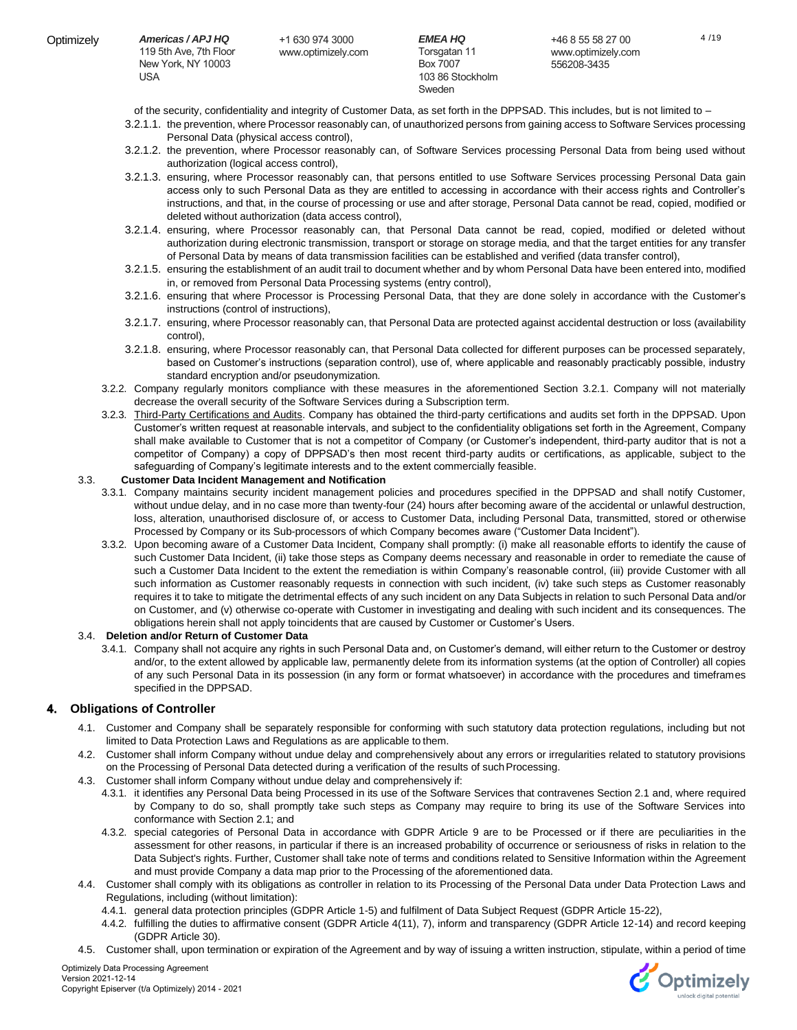of the security, confidentiality and integrity of Customer Data, as set forth in the DPPSAD. This includes, but is not limited to –

3.2.1.1. the prevention, where Processor reasonably can, of unauthorized persons from gaining access to Software Services processing Personal Data (physical access control),

3.2.1.2. the prevention, where Processor reasonably can, of Software Services processing Personal Data from being used without authorization (logical access control),

3.2.1.3. ensuring, where Processor reasonably can, that persons entitled to use Software Services processing Personal Data gain access only to such Personal Data as they are entitled to accessing in accordance with their access rights and Controller's instructions, and that, in the course of processing or use and after storage, Personal Data cannot be read, copied, modified or deleted without authorization (data access control),

3.2.1.4. ensuring, where Processor reasonably can, that Personal Data cannot be read, copied, modified or deleted without authorization during electronic transmission, transport or storage on storage media, and that the target entities for any transfer of Personal Data by means of data transmission facilities can be established and verified (data transfer control),

3.2.1.5. ensuring the establishment of an audit trail to document whether and by whom Personal Data have been entered into, modified in, or removed from Personal Data Processing systems (entry control),

3.2.1.6. ensuring that where Processor is Processing Personal Data, that they are done solely in accordance with the Customer's instructions (control of instructions),

3.2.1.7. ensuring, where Processor reasonably can, that Personal Data are protected against accidental destruction or loss (availability control),

3.2.1.8. ensuring, where Processor reasonably can, that Personal Data collected for different purposes can be processed separately, based on Customer's instructions (separation control), use of, where applicable and reasonably practicably possible, industry standard encryption and/or pseudonymization.

3.2.2. Company regularly monitors compliance with these measures in the aforementioned Section 3.2.1. Company will not materially decrease the overall security of the Software Services during a Subscription term.

3.2.3. Third-Party Certifications and Audits. Company has obtained the third-party certifications and audits set forth in the DPPSAD. Upon Customer's written request at reasonable intervals, and subject to the confidentiality obligations set forth in the Agreement, Company shall make available to Customer that is not a competitor of Company (or Customer's independent, third-party auditor that is not a competitor of Company) a copy of DPPSAD's then most recent third-party audits or certifications, as applicable, subject to the safeguarding of Company's legitimate interests and to the extent commercially feasible.

3.3. **Customer Data Incident Management and Notification**

3.3.1. Company maintains security incident management policies and procedures specified in the DPPSAD and shall notify Customer, without undue delay, and in no case more than twenty-four (24) hours after becoming aware of the accidental or unlawful destruction, loss, alteration, unauthorised disclosure of, or access to Customer Data, including Personal Data, transmitted, stored or otherwise Processed by Company or its Sub-processors of which Company becomes aware ("Customer Data Incident").

3.3.2. Upon becoming aware of a Customer Data Incident, Company shall promptly: (i) make all reasonable efforts to identify the cause of such Customer Data Incident, (ii) take those steps as Company deems necessary and reasonable in order to remediate the cause of such a Customer Data Incident to the extent the remediation is within Company's reasonable control, (iii) provide Customer with all such information as Customer reasonably requests in connection with such incident, (iv) take such steps as Customer reasonably requires it to take to mitigate the detrimental effects of any such incident on any Data Subjects in relation to such Personal Data and/or on Customer, and (v) otherwise co-operate with Customer in investigating and dealing with such incident and its consequences. The obligations herein shall not apply toincidents that are caused by Customer or Customer's Users.

3.4. **Deletion and/or Return of Customer Data**

3.4.1. Company shall not acquire any rights in such Personal Data and, on Customer's demand, will either return to the Customer or destroy and/or, to the extent allowed by applicable law, permanently delete from its information systems (at the option of Controller) all copies of any such Personal Data in its possession (in any form or format whatsoever) in accordance with the procedures and timeframes specified in the DPPSAD.

## 4. Obligations of Controller

4.1. Customer and Company shall be separately responsible for conforming with such statutory data protection regulations, including but not limited to Data Protection Laws and Regulations as are applicable to them.

4.2. Customer shall inform Company without undue delay and comprehensively about any errors or irregularities related to statutory provisions on the Processing of Personal Data detected during a verification of the results of such Processing.

4.3. Customer shall inform Company without undue delay and comprehensively if:

4.3.1. it identifies any Personal Data being Processed in its use of the Software Services that contravenes Section 2.1 and, where required by Company to do so, shall promptly take such steps as Company may require to bring its use of the Software Services into conformance with Section 2.1; and

4.3.2. special categories of Personal Data in accordance with GDPR Article 9 are to be Processed or if there are peculiarities in the assessment for other reasons, in particular if there is an increased probability of occurrence or seriousness of risks in relation to the Data Subject's rights. Further, Customer shall take note of terms and conditions related to Sensitive Information within the Agreement and must provide Company a data map prior to the Processing of the aforementioned data.

4.4. Customer shall comply with its obligations as controller in relation to its Processing of the Personal Data under Data Protection Laws and Regulations, including (without limitation):

4.4.1. general data protection principles (GDPR Article 1-5) and fulfilment of Data Subject Request (GDPR Article 15-22),

4.4.2. fulfilling the duties to affirmative consent (GDPR Article 4(11), 7), inform and transparency (GDPR Article 12-14) and record keeping (GDPR Article 30).

4.5. Customer shall, upon termination or expiration of the Agreement and by way of issuing a written instruction, stipulate, within a period of time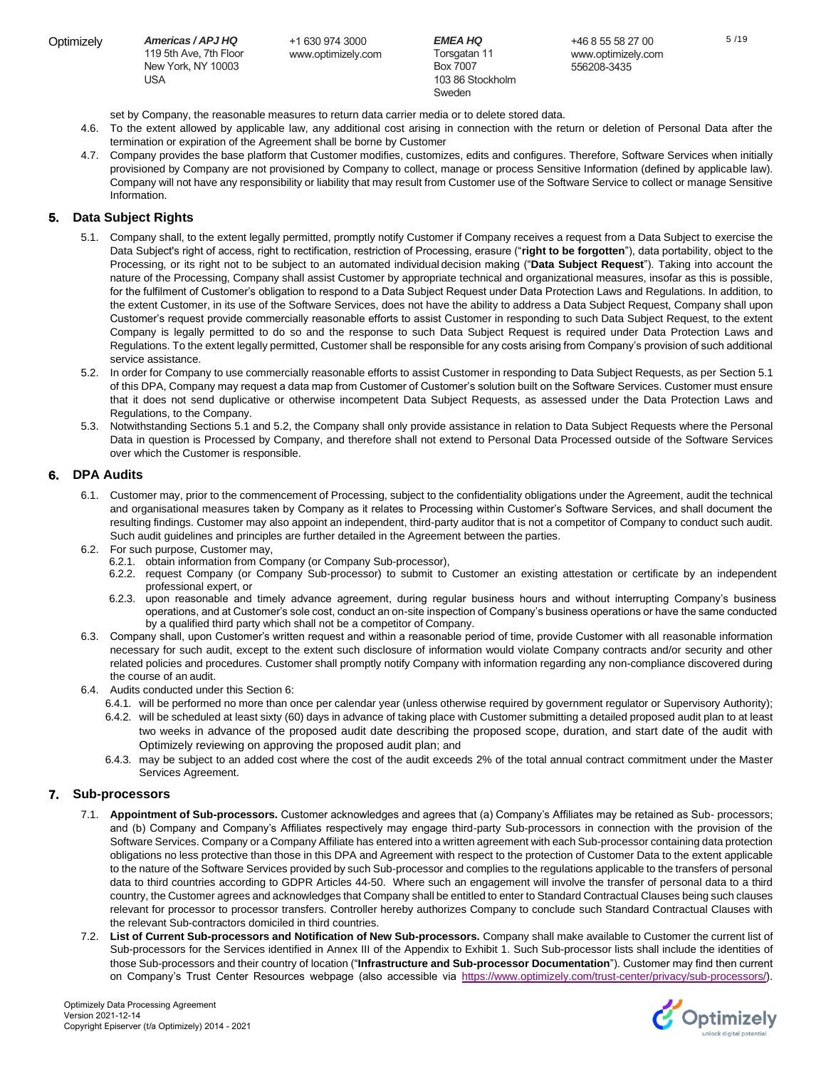set by Company, the reasonable measures to return data carrier media or to delete stored data.

4.6. To the extent allowed by applicable law, any additional cost arising in connection with the return or deletion of Personal Data after the termination or expiration of the Agreement shall be borne by Customer

4.7. Company provides the base platform that Customer modifies, customizes, edits and configures. Therefore, Software Services when initially provisioned by Company are not provisioned by Company to collect, manage or process Sensitive Information (defined by applicable law). Company will not have any responsibility or liability that may result from Customer use of the Software Service to collect or manage Sensitive Information.

## 5. Data Subject Rights

5.1. Company shall, to the extent legally permitted, promptly notify Customer if Company receives a request from a Data Subject to exercise the Data Subject's right of access, right to rectification, restriction of Processing, erasure ("**right to be forgotten**"), data portability, object to the Processing, or its right not to be subject to an automated individual decision making ("**Data Subject Request**"). Taking into account the nature of the Processing, Company shall assist Customer by appropriate technical and organizational measures, insofar as this is possible, for the fulfilment of Customer's obligation to respond to a Data Subject Request under Data Protection Laws and Regulations. In addition, to the extent Customer, in its use of the Software Services, does not have the ability to address a Data Subject Request, Company shall upon Customer's request provide commercially reasonable efforts to assist Customer in responding to such Data Subject Request, to the extent Company is legally permitted to do so and the response to such Data Subject Request is required under Data Protection Laws and Regulations. To the extent legally permitted, Customer shall be responsible for any costs arising from Company's provision of such additional service assistance.

5.2. In order for Company to use commercially reasonable efforts to assist Customer in responding to Data Subject Requests, as per Section 5.1 of this DPA, Company may request a data map from Customer of Customer's solution built on the Software Services. Customer must ensure that it does not send duplicative or otherwise incompetent Data Subject Requests, as assessed under the Data Protection Laws and Regulations, to the Company.

5.3. Notwithstanding Sections 5.1 and 5.2, the Company shall only provide assistance in relation to Data Subject Requests where the Personal Data in question is Processed by Company, and therefore shall not extend to Personal Data Processed outside of the Software Services over which the Customer is responsible.

## 6. DPA Audits

6.1. Customer may, prior to the commencement of Processing, subject to the confidentiality obligations under the Agreement, audit the technical and organisational measures taken by Company as it relates to Processing within Customer's Software Services, and shall document the resulting findings. Customer may also appoint an independent, third-party auditor that is not a competitor of Company to conduct such audit. Such audit guidelines and principles are further detailed in the Agreement between the parties.

6.2. For such purpose, Customer may,

6.2.1. obtain information from Company (or Company Sub-processor),

6.2.2. request Company (or Company Sub-processor) to submit to Customer an existing attestation or certificate by an independent professional expert, or

6.2.3. upon reasonable and timely advance agreement, during regular business hours and without interrupting Company's business operations, and at Customer's sole cost, conduct an on-site inspection of Company's business operations or have the same conducted by a qualified third party which shall not be a competitor of Company.

6.3. Company shall, upon Customer's written request and within a reasonable period of time, provide Customer with all reasonable information necessary for such audit, except to the extent such disclosure of information would violate Company contracts and/or security and other related policies and procedures. Customer shall promptly notify Company with information regarding any non-compliance discovered during the course of an audit.

6.4. Audits conducted under this Section 6:

6.4.1. will be performed no more than once per calendar year (unless otherwise required by government regulator or Supervisory Authority);

6.4.2. will be scheduled at least sixty (60) days in advance of taking place with Customer submitting a detailed proposed audit plan to at least two weeks in advance of the proposed audit date describing the proposed scope, duration, and start date of the audit with Optimizely reviewing on approving the proposed audit plan; and

6.4.3. may be subject to an added cost where the cost of the audit exceeds 2% of the total annual contract commitment under the Master Services Agreement.

## 7. Sub-processors

7.1. **Appointment of Sub-processors.** Customer acknowledges and agrees that (a) Company's Affiliates may be retained as Sub- processors; and (b) Company and Company's Affiliates respectively may engage third-party Sub-processors in connection with the provision of the Software Services. Company or a Company Affiliate has entered into a written agreement with each Sub-processor containing data protection obligations no less protective than those in this DPA and Agreement with respect to the protection of Customer Data to the extent applicable to the nature of the Software Services provided by such Sub-processor and complies to the regulations applicable to the transfers of personal data to third countries according to GDPR Articles 44-50. Where such an engagement will involve the transfer of personal data to a third country, the Customer agrees and acknowledges that Company shall be entitled to enter to Standard Contractual Clauses being such clauses relevant for processor to processor transfers. Controller hereby authorizes Company to conclude such Standard Contractual Clauses with the relevant Sub-contractors domiciled in third countries.

7.2. **List of Current Sub-processors and Notification of New Sub-processors.** Company shall make available to Customer the current list of Sub-processors for the Services identified in Annex III of the Appendix to Exhibit 1. Such Sub-processor lists shall include the identities of those Sub-processors and their country of location ("**Infrastructure and Sub-processor Documentation**"). Customer may find then current on Company's Trust Center Resources webpage (also accessible via https://www.optimizely.com/trust-center/privacy/sub-processors/).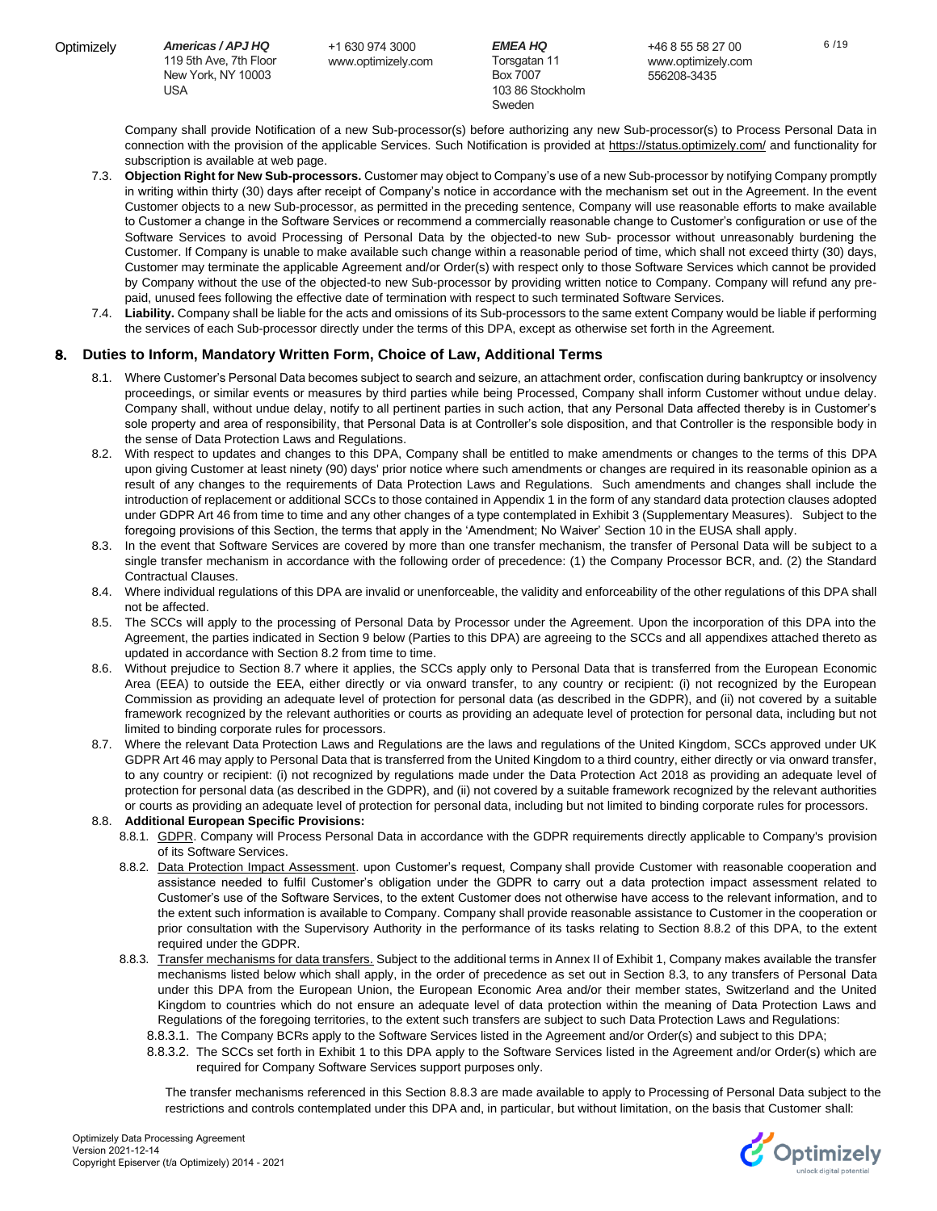Company shall provide Notification of a new Sub-processor(s) before authorizing any new Sub-processor(s) to Process Personal Data in connection with the provision of the applicable Services. Such Notification is provided at https://status.optimizely.com/ and functionality for subscription is available at web page.

7.3. **Objection Right for New Sub-processors.** Customer may object to Company's use of a new Sub-processor by notifying Company promptly in writing within thirty (30) days after receipt of Company's notice in accordance with the mechanism set out in the Agreement. In the event Customer objects to a new Sub-processor, as permitted in the preceding sentence, Company will use reasonable efforts to make available to Customer a change in the Software Services or recommend a commercially reasonable change to Customer's configuration or use of the Software Services to avoid Processing of Personal Data by the objected-to new Sub- processor without unreasonably burdening the Customer. If Company is unable to make available such change within a reasonable period of time, which shall not exceed thirty (30) days, Customer may terminate the applicable Agreement and/or Order(s) with respect only to those Software Services which cannot be provided by Company without the use of the objected-to new Sub-processor by providing written notice to Company. Company will refund any pre-paid, unused fees following the effective date of termination with respect to such terminated Software Services.

7.4. **Liability.** Company shall be liable for the acts and omissions of its Sub-processors to the same extent Company would be liable if performing the services of each Sub-processor directly under the terms of this DPA, except as otherwise set forth in the Agreement.

## 8. Duties to Inform, Mandatory Written Form, Choice of Law, Additional Terms

8.1. Where Customer's Personal Data becomes subject to search and seizure, an attachment order, confiscation during bankruptcy or insolvency proceedings, or similar events or measures by third parties while being Processed, Company shall inform Customer without undue delay. Company shall, without undue delay, notify to all pertinent parties in such action, that any Personal Data affected thereby is in Customer's sole property and area of responsibility, that Personal Data is at Controller's sole disposition, and that Controller is the responsible body in the sense of Data Protection Laws and Regulations.

8.2. With respect to updates and changes to this DPA, Company shall be entitled to make amendments or changes to the terms of this DPA upon giving Customer at least ninety (90) days' prior notice where such amendments or changes are required in its reasonable opinion as a result of any changes to the requirements of Data Protection Laws and Regulations. Such amendments and changes shall include the introduction of replacement or additional SCCs to those contained in Appendix 1 in the form of any standard data protection clauses adopted under GDPR Art 46 from time to time and any other changes of a type contemplated in Exhibit 3 (Supplementary Measures). Subject to the foregoing provisions of this Section, the terms that apply in the 'Amendment; No Waiver' Section 10 in the EUSA shall apply.

8.3. In the event that Software Services are covered by more than one transfer mechanism, the transfer of Personal Data will be subject to a single transfer mechanism in accordance with the following order of precedence: (1) the Company Processor BCR, and. (2) the Standard Contractual Clauses.

8.4. Where individual regulations of this DPA are invalid or unenforceable, the validity and enforceability of the other regulations of this DPA shall not be affected.

8.5. The SCCs will apply to the processing of Personal Data by Processor under the Agreement. Upon the incorporation of this DPA into the Agreement, the parties indicated in Section 9 below (Parties to this DPA) are agreeing to the SCCs and all appendixes attached thereto as updated in accordance with Section 8.2 from time to time.

8.6. Without prejudice to Section 8.7 where it applies, the SCCs apply only to Personal Data that is transferred from the European Economic Area (EEA) to outside the EEA, either directly or via onward transfer, to any country or recipient: (i) not recognized by the European Commission as providing an adequate level of protection for personal data (as described in the GDPR), and (ii) not covered by a suitable framework recognized by the relevant authorities or courts as providing an adequate level of protection for personal data, including but not limited to binding corporate rules for processors.

8.7. Where the relevant Data Protection Laws and Regulations are the laws and regulations of the United Kingdom, SCCs approved under UK GDPR Art 46 may apply to Personal Data that is transferred from the United Kingdom to a third country, either directly or via onward transfer, to any country or recipient: (i) not recognized by regulations made under the Data Protection Act 2018 as providing an adequate level of protection for personal data (as described in the GDPR), and (ii) not covered by a suitable framework recognized by the relevant authorities or courts as providing an adequate level of protection for personal data, including but not limited to binding corporate rules for processors.

8.8. **Additional European Specific Provisions:**

8.8.1. GDPR. Company will Process Personal Data in accordance with the GDPR requirements directly applicable to Company's provision of its Software Services.

8.8.2. Data Protection Impact Assessment. upon Customer's request, Company shall provide Customer with reasonable cooperation and assistance needed to fulfil Customer's obligation under the GDPR to carry out a data protection impact assessment related to Customer's use of the Software Services, to the extent Customer does not otherwise have access to the relevant information, and to the extent such information is available to Company. Company shall provide reasonable assistance to Customer in the cooperation or prior consultation with the Supervisory Authority in the performance of its tasks relating to Section 8.8.2 of this DPA, to the extent required under the GDPR.

8.8.3. Transfer mechanisms for data transfers. Subject to the additional terms in Annex II of Exhibit 1, Company makes available the transfer mechanisms listed below which shall apply, in the order of precedence as set out in Section 8.3, to any transfers of Personal Data under this DPA from the European Union, the European Economic Area and/or their member states, Switzerland and the United Kingdom to countries which do not ensure an adequate level of data protection within the meaning of Data Protection Laws and Regulations of the foregoing territories, to the extent such transfers are subject to such Data Protection Laws and Regulations:

8.8.3.1. The Company BCRs apply to the Software Services listed in the Agreement and/or Order(s) and subject to this DPA;

8.8.3.2. The SCCs set forth in Exhibit 1 to this DPA apply to the Software Services listed in the Agreement and/or Order(s) which are required for Company Software Services support purposes only.

The transfer mechanisms referenced in this Section 8.8.3 are made available to apply to Processing of Personal Data subject to the restrictions and controls contemplated under this DPA and, in particular, but without limitation, on the basis that Customer shall: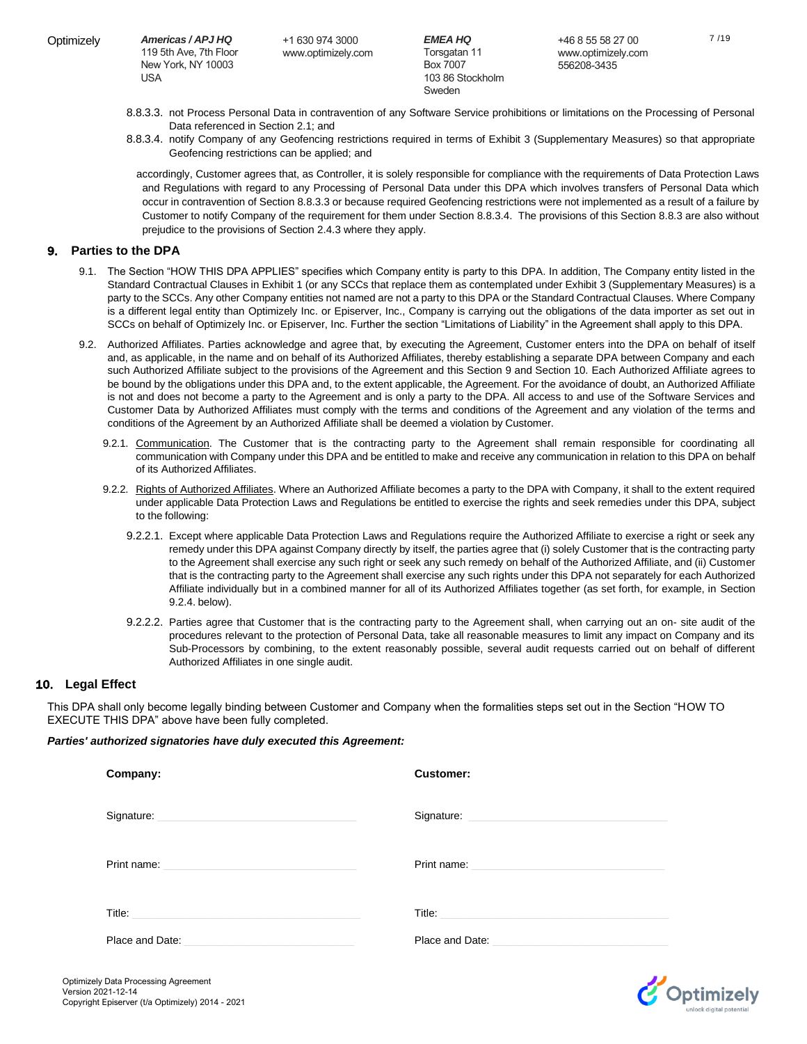8.8.3.3. not Process Personal Data in contravention of any Software Service prohibitions or limitations on the Processing of Personal Data referenced in Section 2.1; and

8.8.3.4. notify Company of any Geofencing restrictions required in terms of Exhibit 3 (Supplementary Measures) so that appropriate Geofencing restrictions can be applied; and

accordingly, Customer agrees that, as Controller, it is solely responsible for compliance with the requirements of Data Protection Laws and Regulations with regard to any Processing of Personal Data under this DPA which involves transfers of Personal Data which occur in contravention of Section 8.8.3.3 or because required Geofencing restrictions were not implemented as a result of a failure by Customer to notify Company of the requirement for them under Section 8.8.3.4. The provisions of this Section 8.8.3 are also without prejudice to the provisions of Section 2.4.3 where they apply.

## 9. Parties to the DPA

9.1. The Section "HOW THIS DPA APPLIES" specifies which Company entity is party to this DPA. In addition, The Company entity listed in the Standard Contractual Clauses in Exhibit 1 (or any SCCs that replace them as contemplated under Exhibit 3 (Supplementary Measures) is a party to the SCCs. Any other Company entities not named are not a party to this DPA or the Standard Contractual Clauses. Where Company is a different legal entity than Optimizely Inc. or Episerver, Inc., Company is carrying out the obligations of the data importer as set out in SCCs on behalf of Optimizely Inc. or Episerver, Inc. Further the section "Limitations of Liability" in the Agreement shall apply to this DPA.

9.2. Authorized Affiliates. Parties acknowledge and agree that, by executing the Agreement, Customer enters into the DPA on behalf of itself and, as applicable, in the name and on behalf of its Authorized Affiliates, thereby establishing a separate DPA between Company and each such Authorized Affiliate subject to the provisions of the Agreement and this Section 9 and Section 10. Each Authorized Affiliate agrees to be bound by the obligations under this DPA and, to the extent applicable, the Agreement. For the avoidance of doubt, an Authorized Affiliate is not and does not become a party to the Agreement and is only a party to the DPA. All access to and use of the Software Services and Customer Data by Authorized Affiliates must comply with the terms and conditions of the Agreement and any violation of the terms and conditions of the Agreement by an Authorized Affiliate shall be deemed a violation by Customer.

9.2.1. Communication. The Customer that is the contracting party to the Agreement shall remain responsible for coordinating all communication with Company under this DPA and be entitled to make and receive any communication in relation to this DPA on behalf of its Authorized Affiliates.

9.2.2. Rights of Authorized Affiliates. Where an Authorized Affiliate becomes a party to the DPA with Company, it shall to the extent required under applicable Data Protection Laws and Regulations be entitled to exercise the rights and seek remedies under this DPA, subject to the following:

9.2.2.1. Except where applicable Data Protection Laws and Regulations require the Authorized Affiliate to exercise a right or seek any remedy under this DPA against Company directly by itself, the parties agree that (i) solely Customer that is the contracting party to the Agreement shall exercise any such right or seek any such remedy on behalf of the Authorized Affiliate, and (ii) Customer that is the contracting party to the Agreement shall exercise any such rights under this DPA not separately for each Authorized Affiliate individually but in a combined manner for all of its Authorized Affiliates together (as set forth, for example, in Section 9.2.4. below).

9.2.2.2. Parties agree that Customer that is the contracting party to the Agreement shall, when carrying out an on- site audit of the procedures relevant to the protection of Personal Data, take all reasonable measures to limit any impact on Company and its Sub-Processors by combining, to the extent reasonably possible, several audit requests carried out on behalf of different Authorized Affiliates in one single audit.

## 10. Legal Effect

This DPA shall only become legally binding between Customer and Company when the formalities steps set out in the Section "HOW TO EXECUTE THIS DPA" above have been fully completed.

***Parties' authorized signatories have duly executed this Agreement:***

| **Company:** | **Customer:** |
| --- | --- |
| Signature: | Signature: |
| Print name: | Print name: |
| Title: | Title: |
| Place and Date: | Place and Date: |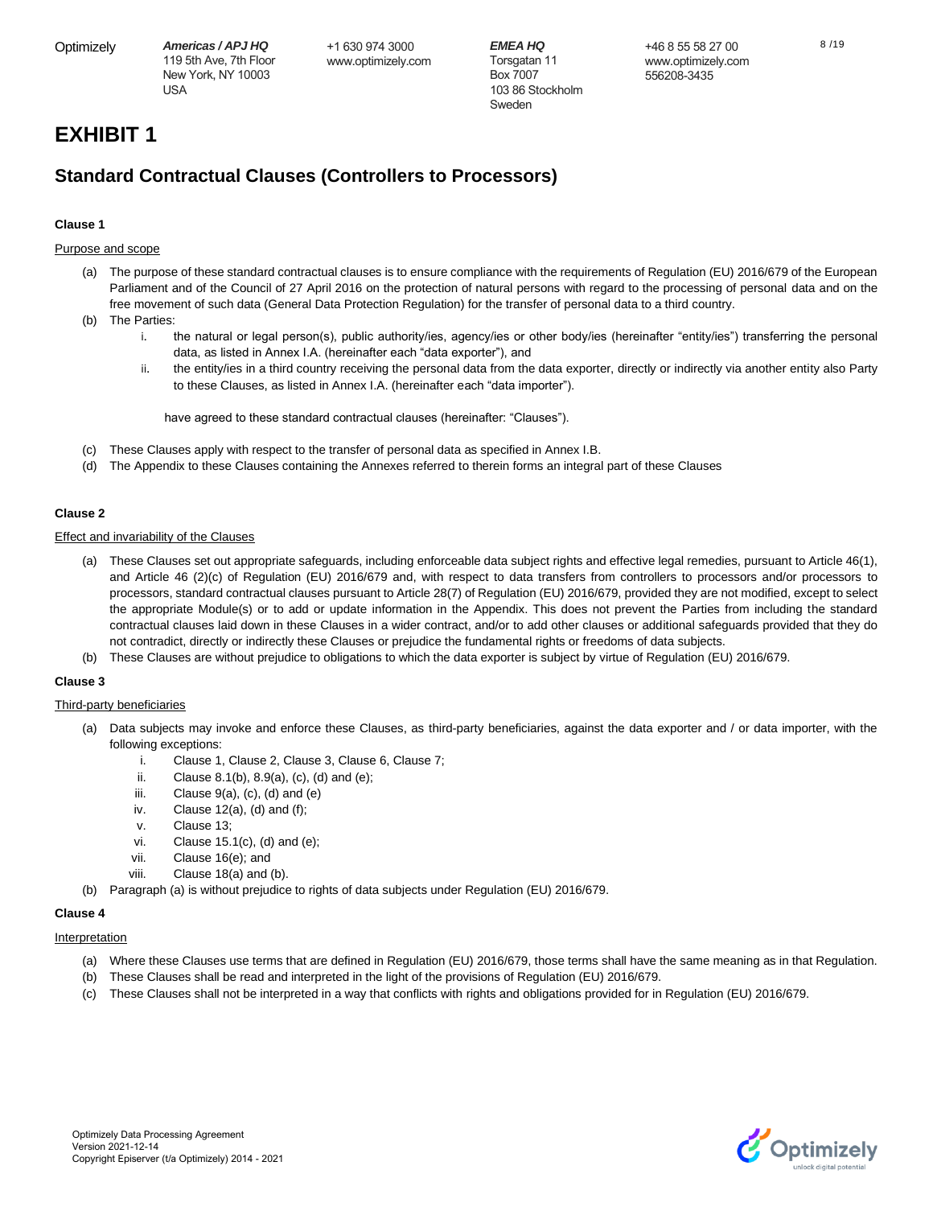# EXHIBIT 1

## Standard Contractual Clauses (Controllers to Processors)

**Clause 1**

Purpose and scope

(a) The purpose of these standard contractual clauses is to ensure compliance with the requirements of Regulation (EU) 2016/679 of the European Parliament and of the Council of 27 April 2016 on the protection of natural persons with regard to the processing of personal data and on the free movement of such data (General Data Protection Regulation) for the transfer of personal data to a third country.

(b) The Parties:

i. the natural or legal person(s), public authority/ies, agency/ies or other body/ies (hereinafter "entity/ies") transferring the personal data, as listed in Annex I.A. (hereinafter each "data exporter"), and

ii. the entity/ies in a third country receiving the personal data from the data exporter, directly or indirectly via another entity also Party to these Clauses, as listed in Annex I.A. (hereinafter each "data importer").

have agreed to these standard contractual clauses (hereinafter: "Clauses").

(c) These Clauses apply with respect to the transfer of personal data as specified in Annex I.B.

(d) The Appendix to these Clauses containing the Annexes referred to therein forms an integral part of these Clauses

**Clause 2**

Effect and invariability of the Clauses

(a) These Clauses set out appropriate safeguards, including enforceable data subject rights and effective legal remedies, pursuant to Article 46(1), and Article 46 (2)(c) of Regulation (EU) 2016/679 and, with respect to data transfers from controllers to processors and/or processors to processors, standard contractual clauses pursuant to Article 28(7) of Regulation (EU) 2016/679, provided they are not modified, except to select the appropriate Module(s) or to add or update information in the Appendix. This does not prevent the Parties from including the standard contractual clauses laid down in these Clauses in a wider contract, and/or to add other clauses or additional safeguards provided that they do not contradict, directly or indirectly these Clauses or prejudice the fundamental rights or freedoms of data subjects.

(b) These Clauses are without prejudice to obligations to which the data exporter is subject by virtue of Regulation (EU) 2016/679.

**Clause 3**

Third-party beneficiaries

(a) Data subjects may invoke and enforce these Clauses, as third-party beneficiaries, against the data exporter and / or data importer, with the following exceptions:

i. Clause 1, Clause 2, Clause 3, Clause 6, Clause 7;
ii. Clause 8.1(b), 8.9(a), (c), (d) and (e);
iii. Clause 9(a), (c), (d) and (e)
iv. Clause 12(a), (d) and (f);
v. Clause 13;
vi. Clause 15.1(c), (d) and (e);
vii. Clause 16(e); and
viii. Clause 18(a) and (b).

(b) Paragraph (a) is without prejudice to rights of data subjects under Regulation (EU) 2016/679.

**Clause 4**

Interpretation

(a) Where these Clauses use terms that are defined in Regulation (EU) 2016/679, those terms shall have the same meaning as in that Regulation.

(b) These Clauses shall be read and interpreted in the light of the provisions of Regulation (EU) 2016/679.

(c) These Clauses shall not be interpreted in a way that conflicts with rights and obligations provided for in Regulation (EU) 2016/679.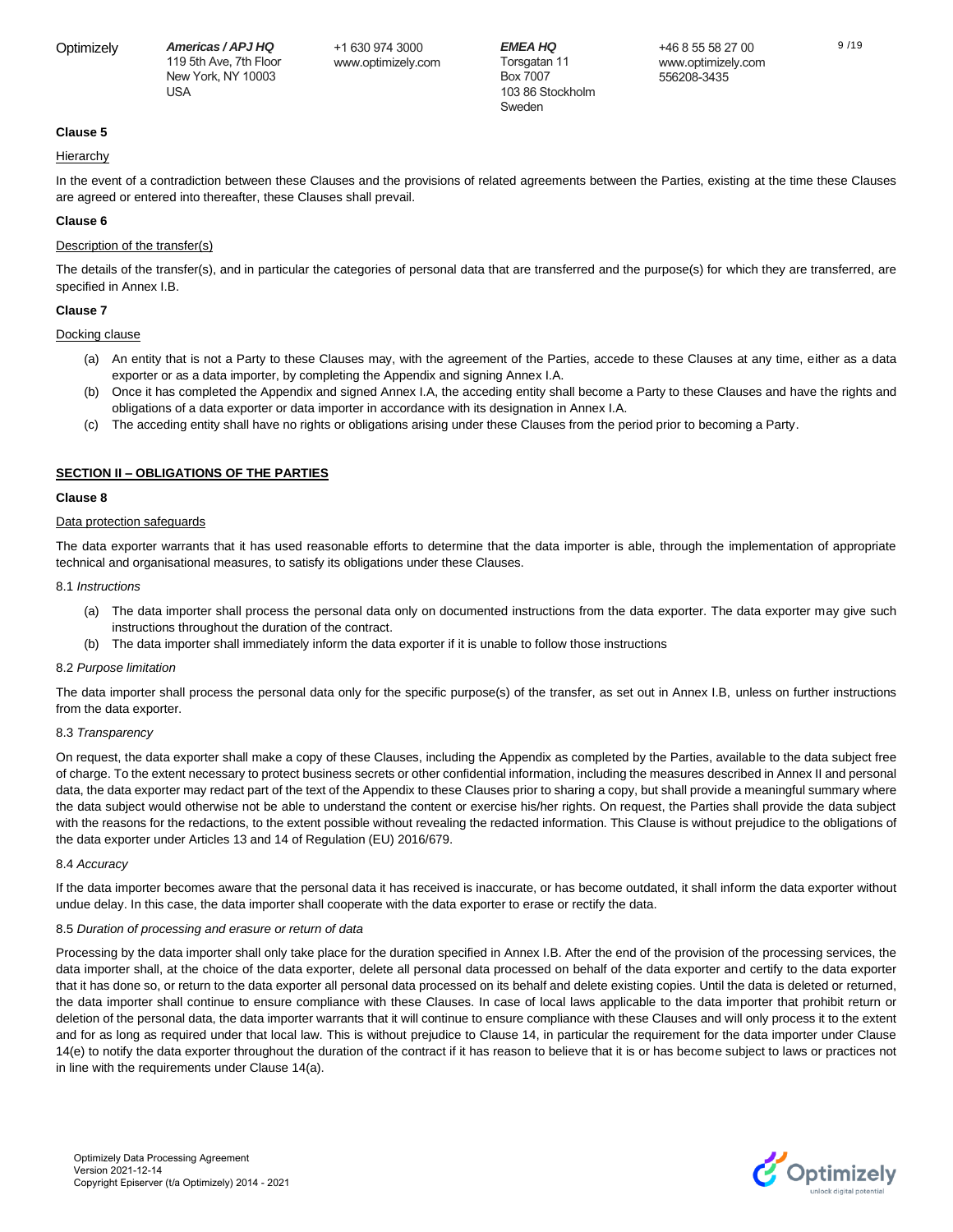**Clause 5**

Hierarchy

In the event of a contradiction between these Clauses and the provisions of related agreements between the Parties, existing at the time these Clauses are agreed or entered into thereafter, these Clauses shall prevail.

**Clause 6**

Description of the transfer(s)

The details of the transfer(s), and in particular the categories of personal data that are transferred and the purpose(s) for which they are transferred, are specified in Annex I.B.

**Clause 7**

Docking clause

(a) An entity that is not a Party to these Clauses may, with the agreement of the Parties, accede to these Clauses at any time, either as a data exporter or as a data importer, by completing the Appendix and signing Annex I.A.
(b) Once it has completed the Appendix and signed Annex I.A, the acceding entity shall become a Party to these Clauses and have the rights and obligations of a data exporter or data importer in accordance with its designation in Annex I.A.
(c) The acceding entity shall have no rights or obligations arising under these Clauses from the period prior to becoming a Party.

**SECTION II – OBLIGATIONS OF THE PARTIES**

**Clause 8**

Data protection safeguards

The data exporter warrants that it has used reasonable efforts to determine that the data importer is able, through the implementation of appropriate technical and organisational measures, to satisfy its obligations under these Clauses.

8.1 *Instructions*

(a) The data importer shall process the personal data only on documented instructions from the data exporter. The data exporter may give such instructions throughout the duration of the contract.
(b) The data importer shall immediately inform the data exporter if it is unable to follow those instructions

8.2 *Purpose limitation*

The data importer shall process the personal data only for the specific purpose(s) of the transfer, as set out in Annex I.B, unless on further instructions from the data exporter.

8.3 *Transparency*

On request, the data exporter shall make a copy of these Clauses, including the Appendix as completed by the Parties, available to the data subject free of charge. To the extent necessary to protect business secrets or other confidential information, including the measures described in Annex II and personal data, the data exporter may redact part of the text of the Appendix to these Clauses prior to sharing a copy, but shall provide a meaningful summary where the data subject would otherwise not be able to understand the content or exercise his/her rights. On request, the Parties shall provide the data subject with the reasons for the redactions, to the extent possible without revealing the redacted information. This Clause is without prejudice to the obligations of the data exporter under Articles 13 and 14 of Regulation (EU) 2016/679.

8.4 *Accuracy*

If the data importer becomes aware that the personal data it has received is inaccurate, or has become outdated, it shall inform the data exporter without undue delay. In this case, the data importer shall cooperate with the data exporter to erase or rectify the data.

8.5 *Duration of processing and erasure or return of data*

Processing by the data importer shall only take place for the duration specified in Annex I.B. After the end of the provision of the processing services, the data importer shall, at the choice of the data exporter, delete all personal data processed on behalf of the data exporter and certify to the data exporter that it has done so, or return to the data exporter all personal data processed on its behalf and delete existing copies. Until the data is deleted or returned, the data importer shall continue to ensure compliance with these Clauses. In case of local laws applicable to the data importer that prohibit return or deletion of the personal data, the data importer warrants that it will continue to ensure compliance with these Clauses and will only process it to the extent and for as long as required under that local law. This is without prejudice to Clause 14, in particular the requirement for the data importer under Clause 14(e) to notify the data exporter throughout the duration of the contract if it has reason to believe that it is or has become subject to laws or practices not in line with the requirements under Clause 14(a).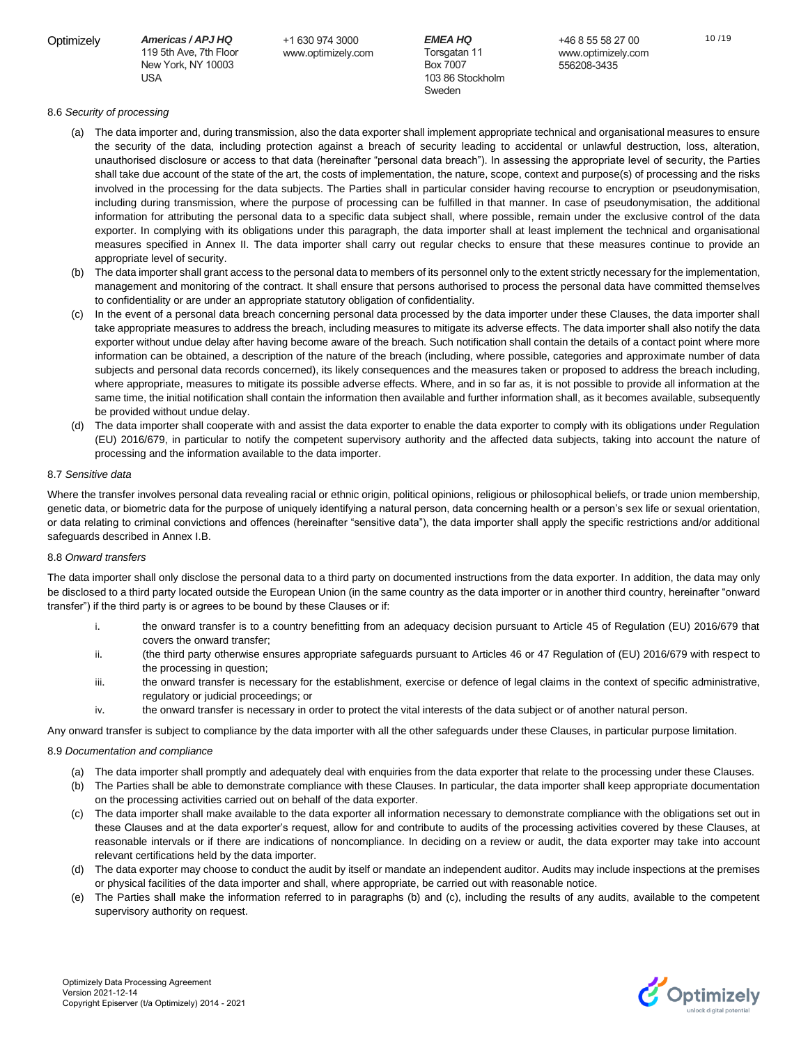8.6 *Security of processing*

(a) The data importer and, during transmission, also the data exporter shall implement appropriate technical and organisational measures to ensure the security of the data, including protection against a breach of security leading to accidental or unlawful destruction, loss, alteration, unauthorised disclosure or access to that data (hereinafter "personal data breach"). In assessing the appropriate level of security, the Parties shall take due account of the state of the art, the costs of implementation, the nature, scope, context and purpose(s) of processing and the risks involved in the processing for the data subjects. The Parties shall in particular consider having recourse to encryption or pseudonymisation, including during transmission, where the purpose of processing can be fulfilled in that manner. In case of pseudonymisation, the additional information for attributing the personal data to a specific data subject shall, where possible, remain under the exclusive control of the data exporter. In complying with its obligations under this paragraph, the data importer shall at least implement the technical and organisational measures specified in Annex II. The data importer shall carry out regular checks to ensure that these measures continue to provide an appropriate level of security.

(b) The data importer shall grant access to the personal data to members of its personnel only to the extent strictly necessary for the implementation, management and monitoring of the contract. It shall ensure that persons authorised to process the personal data have committed themselves to confidentiality or are under an appropriate statutory obligation of confidentiality.

(c) In the event of a personal data breach concerning personal data processed by the data importer under these Clauses, the data importer shall take appropriate measures to address the breach, including measures to mitigate its adverse effects. The data importer shall also notify the data exporter without undue delay after having become aware of the breach. Such notification shall contain the details of a contact point where more information can be obtained, a description of the nature of the breach (including, where possible, categories and approximate number of data subjects and personal data records concerned), its likely consequences and the measures taken or proposed to address the breach including, where appropriate, measures to mitigate its possible adverse effects. Where, and in so far as, it is not possible to provide all information at the same time, the initial notification shall contain the information then available and further information shall, as it becomes available, subsequently be provided without undue delay.

(d) The data importer shall cooperate with and assist the data exporter to enable the data exporter to comply with its obligations under Regulation (EU) 2016/679, in particular to notify the competent supervisory authority and the affected data subjects, taking into account the nature of processing and the information available to the data importer.

8.7 *Sensitive data*

Where the transfer involves personal data revealing racial or ethnic origin, political opinions, religious or philosophical beliefs, or trade union membership, genetic data, or biometric data for the purpose of uniquely identifying a natural person, data concerning health or a person's sex life or sexual orientation, or data relating to criminal convictions and offences (hereinafter "sensitive data"), the data importer shall apply the specific restrictions and/or additional safeguards described in Annex I.B.

8.8 *Onward transfers*

The data importer shall only disclose the personal data to a third party on documented instructions from the data exporter. In addition, the data may only be disclosed to a third party located outside the European Union (in the same country as the data importer or in another third country, hereinafter "onward transfer") if the third party is or agrees to be bound by these Clauses or if:

i. the onward transfer is to a country benefitting from an adequacy decision pursuant to Article 45 of Regulation (EU) 2016/679 that covers the onward transfer;
ii. (the third party otherwise ensures appropriate safeguards pursuant to Articles 46 or 47 Regulation of (EU) 2016/679 with respect to the processing in question;
iii. the onward transfer is necessary for the establishment, exercise or defence of legal claims in the context of specific administrative, regulatory or judicial proceedings; or
iv. the onward transfer is necessary in order to protect the vital interests of the data subject or of another natural person.

Any onward transfer is subject to compliance by the data importer with all the other safeguards under these Clauses, in particular purpose limitation.

8.9 *Documentation and compliance*

(a) The data importer shall promptly and adequately deal with enquiries from the data exporter that relate to the processing under these Clauses.
(b) The Parties shall be able to demonstrate compliance with these Clauses. In particular, the data importer shall keep appropriate documentation on the processing activities carried out on behalf of the data exporter.
(c) The data importer shall make available to the data exporter all information necessary to demonstrate compliance with the obligations set out in these Clauses and at the data exporter's request, allow for and contribute to audits of the processing activities covered by these Clauses, at reasonable intervals or if there are indications of noncompliance. In deciding on a review or audit, the data exporter may take into account relevant certifications held by the data importer.
(d) The data exporter may choose to conduct the audit by itself or mandate an independent auditor. Audits may include inspections at the premises or physical facilities of the data importer and shall, where appropriate, be carried out with reasonable notice.
(e) The Parties shall make the information referred to in paragraphs (b) and (c), including the results of any audits, available to the competent supervisory authority on request.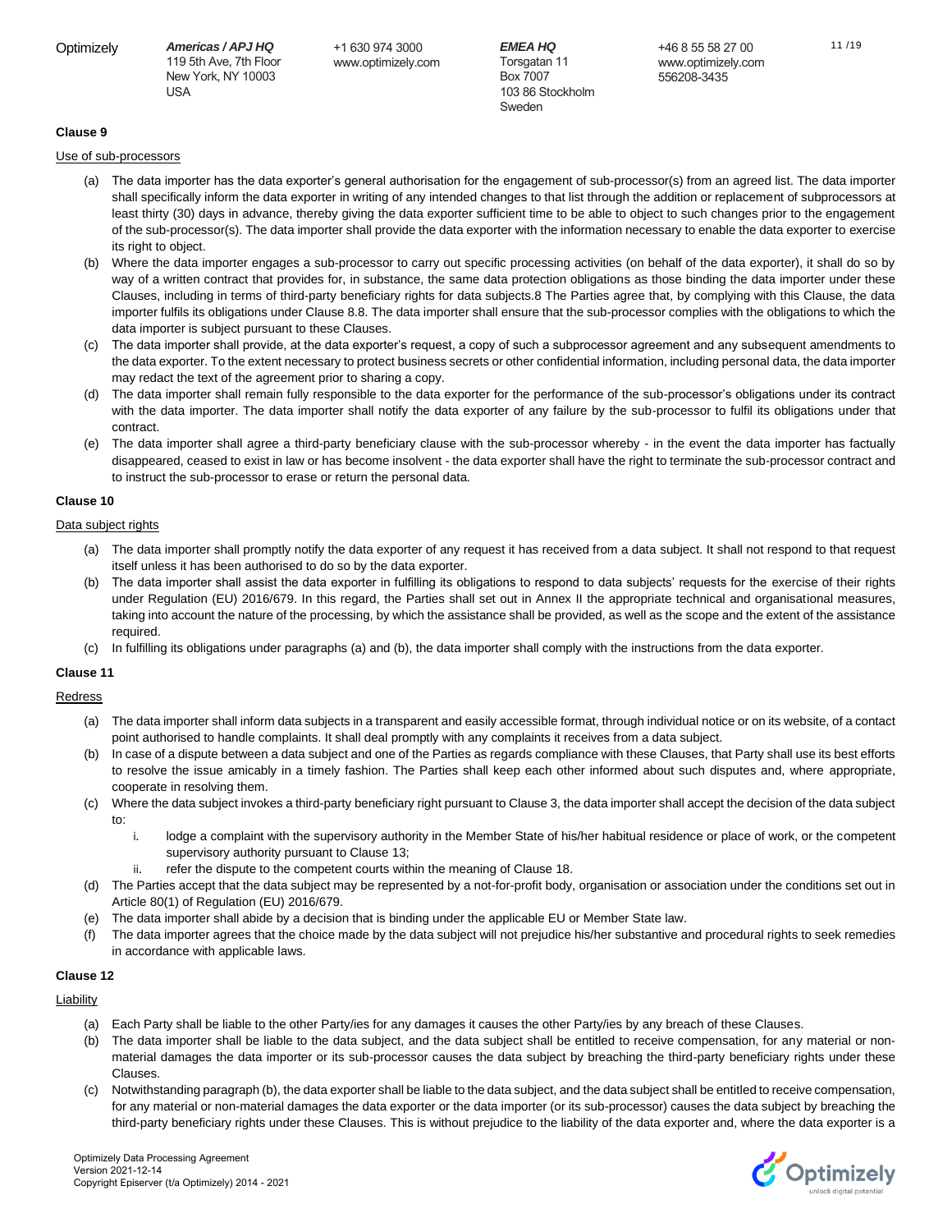### Clause 9

Use of sub-processors

(a) The data importer has the data exporter's general authorisation for the engagement of sub-processor(s) from an agreed list. The data importer shall specifically inform the data exporter in writing of any intended changes to that list through the addition or replacement of subprocessors at least thirty (30) days in advance, thereby giving the data exporter sufficient time to be able to object to such changes prior to the engagement of the sub-processor(s). The data importer shall provide the data exporter with the information necessary to enable the data exporter to exercise its right to object.

(b) Where the data importer engages a sub-processor to carry out specific processing activities (on behalf of the data exporter), it shall do so by way of a written contract that provides for, in substance, the same data protection obligations as those binding the data importer under these Clauses, including in terms of third-party beneficiary rights for data subjects.8 The Parties agree that, by complying with this Clause, the data importer fulfils its obligations under Clause 8.8. The data importer shall ensure that the sub-processor complies with the obligations to which the data importer is subject pursuant to these Clauses.

(c) The data importer shall provide, at the data exporter's request, a copy of such a subprocessor agreement and any subsequent amendments to the data exporter. To the extent necessary to protect business secrets or other confidential information, including personal data, the data importer may redact the text of the agreement prior to sharing a copy.

(d) The data importer shall remain fully responsible to the data exporter for the performance of the sub-processor's obligations under its contract with the data importer. The data importer shall notify the data exporter of any failure by the sub-processor to fulfil its obligations under that contract.

(e) The data importer shall agree a third-party beneficiary clause with the sub-processor whereby - in the event the data importer has factually disappeared, ceased to exist in law or has become insolvent - the data exporter shall have the right to terminate the sub-processor contract and to instruct the sub-processor to erase or return the personal data.

### Clause 10

Data subject rights

(a) The data importer shall promptly notify the data exporter of any request it has received from a data subject. It shall not respond to that request itself unless it has been authorised to do so by the data exporter.

(b) The data importer shall assist the data exporter in fulfilling its obligations to respond to data subjects' requests for the exercise of their rights under Regulation (EU) 2016/679. In this regard, the Parties shall set out in Annex II the appropriate technical and organisational measures, taking into account the nature of the processing, by which the assistance shall be provided, as well as the scope and the extent of the assistance required.

(c) In fulfilling its obligations under paragraphs (a) and (b), the data importer shall comply with the instructions from the data exporter.

### Clause 11

Redress

(a) The data importer shall inform data subjects in a transparent and easily accessible format, through individual notice or on its website, of a contact point authorised to handle complaints. It shall deal promptly with any complaints it receives from a data subject.

(b) In case of a dispute between a data subject and one of the Parties as regards compliance with these Clauses, that Party shall use its best efforts to resolve the issue amicably in a timely fashion. The Parties shall keep each other informed about such disputes and, where appropriate, cooperate in resolving them.

(c) Where the data subject invokes a third-party beneficiary right pursuant to Clause 3, the data importer shall accept the decision of the data subject to:

   i. lodge a complaint with the supervisory authority in the Member State of his/her habitual residence or place of work, or the competent supervisory authority pursuant to Clause 13;

   ii. refer the dispute to the competent courts within the meaning of Clause 18.

(d) The Parties accept that the data subject may be represented by a not-for-profit body, organisation or association under the conditions set out in Article 80(1) of Regulation (EU) 2016/679.

(e) The data importer shall abide by a decision that is binding under the applicable EU or Member State law.

(f) The data importer agrees that the choice made by the data subject will not prejudice his/her substantive and procedural rights to seek remedies in accordance with applicable laws.

### Clause 12

Liability

(a) Each Party shall be liable to the other Party/ies for any damages it causes the other Party/ies by any breach of these Clauses.

(b) The data importer shall be liable to the data subject, and the data subject shall be entitled to receive compensation, for any material or non-material damages the data importer or its sub-processor causes the data subject by breaching the third-party beneficiary rights under these Clauses.

(c) Notwithstanding paragraph (b), the data exporter shall be liable to the data subject, and the data subject shall be entitled to receive compensation, for any material or non-material damages the data exporter or the data importer (or its sub-processor) causes the data subject by breaching the third-party beneficiary rights under these Clauses. This is without prejudice to the liability of the data exporter and, where the data exporter is a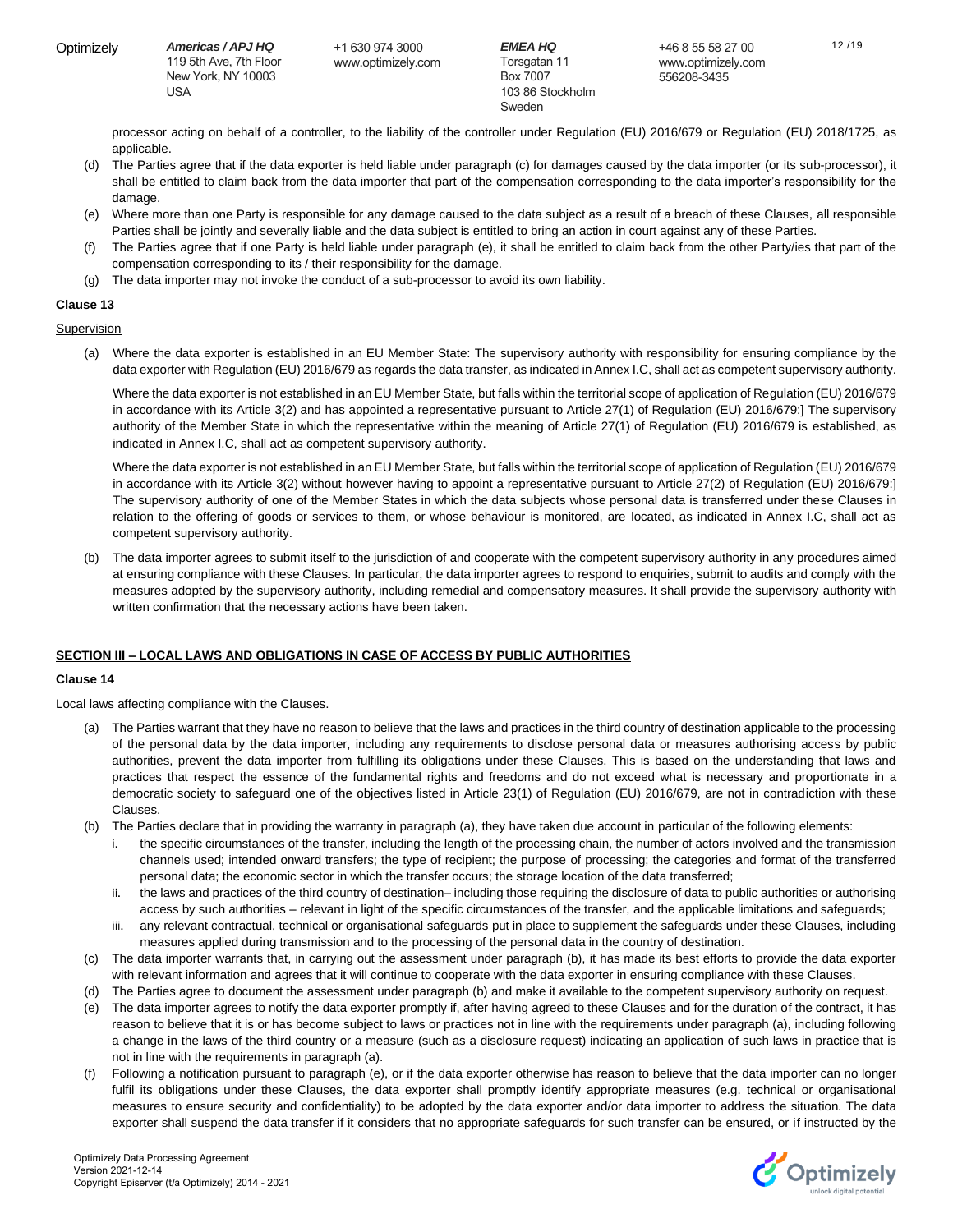processor acting on behalf of a controller, to the liability of the controller under Regulation (EU) 2016/679 or Regulation (EU) 2018/1725, as applicable.

(d) The Parties agree that if the data exporter is held liable under paragraph (c) for damages caused by the data importer (or its sub-processor), it shall be entitled to claim back from the data importer that part of the compensation corresponding to the data importer's responsibility for the damage.

(e) Where more than one Party is responsible for any damage caused to the data subject as a result of a breach of these Clauses, all responsible Parties shall be jointly and severally liable and the data subject is entitled to bring an action in court against any of these Parties.

(f) The Parties agree that if one Party is held liable under paragraph (e), it shall be entitled to claim back from the other Party/ies that part of the compensation corresponding to its / their responsibility for the damage.

(g) The data importer may not invoke the conduct of a sub-processor to avoid its own liability.

**Clause 13**

Supervision

(a) Where the data exporter is established in an EU Member State: The supervisory authority with responsibility for ensuring compliance by the data exporter with Regulation (EU) 2016/679 as regards the data transfer, as indicated in Annex I.C, shall act as competent supervisory authority.

Where the data exporter is not established in an EU Member State, but falls within the territorial scope of application of Regulation (EU) 2016/679 in accordance with its Article 3(2) and has appointed a representative pursuant to Article 27(1) of Regulation (EU) 2016/679:] The supervisory authority of the Member State in which the representative within the meaning of Article 27(1) of Regulation (EU) 2016/679 is established, as indicated in Annex I.C, shall act as competent supervisory authority.

Where the data exporter is not established in an EU Member State, but falls within the territorial scope of application of Regulation (EU) 2016/679 in accordance with its Article 3(2) without however having to appoint a representative pursuant to Article 27(2) of Regulation (EU) 2016/679:] The supervisory authority of one of the Member States in which the data subjects whose personal data is transferred under these Clauses in relation to the offering of goods or services to them, or whose behaviour is monitored, are located, as indicated in Annex I.C, shall act as competent supervisory authority.

(b) The data importer agrees to submit itself to the jurisdiction of and cooperate with the competent supervisory authority in any procedures aimed at ensuring compliance with these Clauses. In particular, the data importer agrees to respond to enquiries, submit to audits and comply with the measures adopted by the supervisory authority, including remedial and compensatory measures. It shall provide the supervisory authority with written confirmation that the necessary actions have been taken.

**SECTION III – LOCAL LAWS AND OBLIGATIONS IN CASE OF ACCESS BY PUBLIC AUTHORITIES**

**Clause 14**

Local laws affecting compliance with the Clauses.

(a) The Parties warrant that they have no reason to believe that the laws and practices in the third country of destination applicable to the processing of the personal data by the data importer, including any requirements to disclose personal data or measures authorising access by public authorities, prevent the data importer from fulfilling its obligations under these Clauses. This is based on the understanding that laws and practices that respect the essence of the fundamental rights and freedoms and do not exceed what is necessary and proportionate in a democratic society to safeguard one of the objectives listed in Article 23(1) of Regulation (EU) 2016/679, are not in contradiction with these Clauses.

(b) The Parties declare that in providing the warranty in paragraph (a), they have taken due account in particular of the following elements:

   i. the specific circumstances of the transfer, including the length of the processing chain, the number of actors involved and the transmission channels used; intended onward transfers; the type of recipient; the purpose of processing; the categories and format of the transferred personal data; the economic sector in which the transfer occurs; the storage location of the data transferred;

   ii. the laws and practices of the third country of destination– including those requiring the disclosure of data to public authorities or authorising access by such authorities – relevant in light of the specific circumstances of the transfer, and the applicable limitations and safeguards;

   iii. any relevant contractual, technical or organisational safeguards put in place to supplement the safeguards under these Clauses, including measures applied during transmission and to the processing of the personal data in the country of destination.

(c) The data importer warrants that, in carrying out the assessment under paragraph (b), it has made its best efforts to provide the data exporter with relevant information and agrees that it will continue to cooperate with the data exporter in ensuring compliance with these Clauses.

(d) The Parties agree to document the assessment under paragraph (b) and make it available to the competent supervisory authority on request.

(e) The data importer agrees to notify the data exporter promptly if, after having agreed to these Clauses and for the duration of the contract, it has reason to believe that it is or has become subject to laws or practices not in line with the requirements under paragraph (a), including following a change in the laws of the third country or a measure (such as a disclosure request) indicating an application of such laws in practice that is not in line with the requirements in paragraph (a).

(f) Following a notification pursuant to paragraph (e), or if the data exporter otherwise has reason to believe that the data importer can no longer fulfil its obligations under these Clauses, the data exporter shall promptly identify appropriate measures (e.g. technical or organisational measures to ensure security and confidentiality) to be adopted by the data exporter and/or data importer to address the situation. The data exporter shall suspend the data transfer if it considers that no appropriate safeguards for such transfer can be ensured, or if instructed by the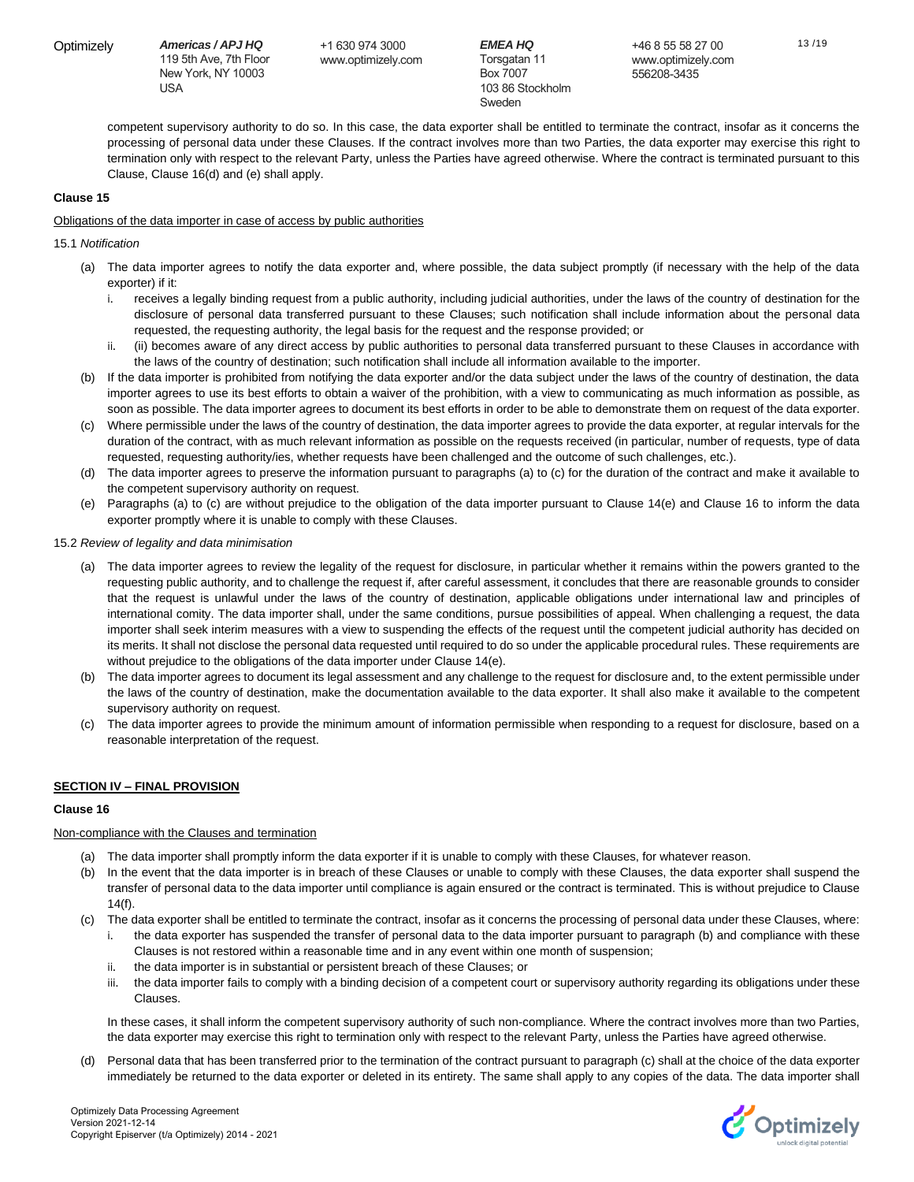competent supervisory authority to do so. In this case, the data exporter shall be entitled to terminate the contract, insofar as it concerns the processing of personal data under these Clauses. If the contract involves more than two Parties, the data exporter may exercise this right to termination only with respect to the relevant Party, unless the Parties have agreed otherwise. Where the contract is terminated pursuant to this Clause, Clause 16(d) and (e) shall apply.

**Clause 15**

Obligations of the data importer in case of access by public authorities

15.1 *Notification*

(a) The data importer agrees to notify the data exporter and, where possible, the data subject promptly (if necessary with the help of the data exporter) if it:

  i. receives a legally binding request from a public authority, including judicial authorities, under the laws of the country of destination for the disclosure of personal data transferred pursuant to these Clauses; such notification shall include information about the personal data requested, the requesting authority, the legal basis for the request and the response provided; or

  ii. (ii) becomes aware of any direct access by public authorities to personal data transferred pursuant to these Clauses in accordance with the laws of the country of destination; such notification shall include all information available to the importer.

(b) If the data importer is prohibited from notifying the data exporter and/or the data subject under the laws of the country of destination, the data importer agrees to use its best efforts to obtain a waiver of the prohibition, with a view to communicating as much information as possible, as soon as possible. The data importer agrees to document its best efforts in order to be able to demonstrate them on request of the data exporter.

(c) Where permissible under the laws of the country of destination, the data importer agrees to provide the data exporter, at regular intervals for the duration of the contract, with as much relevant information as possible on the requests received (in particular, number of requests, type of data requested, requesting authority/ies, whether requests have been challenged and the outcome of such challenges, etc.).

(d) The data importer agrees to preserve the information pursuant to paragraphs (a) to (c) for the duration of the contract and make it available to the competent supervisory authority on request.

(e) Paragraphs (a) to (c) are without prejudice to the obligation of the data importer pursuant to Clause 14(e) and Clause 16 to inform the data exporter promptly where it is unable to comply with these Clauses.

15.2 *Review of legality and data minimisation*

(a) The data importer agrees to review the legality of the request for disclosure, in particular whether it remains within the powers granted to the requesting public authority, and to challenge the request if, after careful assessment, it concludes that there are reasonable grounds to consider that the request is unlawful under the laws of the country of destination, applicable obligations under international law and principles of international comity. The data importer shall, under the same conditions, pursue possibilities of appeal. When challenging a request, the data importer shall seek interim measures with a view to suspending the effects of the request until the competent judicial authority has decided on its merits. It shall not disclose the personal data requested until required to do so under the applicable procedural rules. These requirements are without prejudice to the obligations of the data importer under Clause 14(e).

(b) The data importer agrees to document its legal assessment and any challenge to the request for disclosure and, to the extent permissible under the laws of the country of destination, make the documentation available to the data exporter. It shall also make it available to the competent supervisory authority on request.

(c) The data importer agrees to provide the minimum amount of information permissible when responding to a request for disclosure, based on a reasonable interpretation of the request.

**SECTION IV – FINAL PROVISION**

**Clause 16**

Non-compliance with the Clauses and termination

(a) The data importer shall promptly inform the data exporter if it is unable to comply with these Clauses, for whatever reason.

(b) In the event that the data importer is in breach of these Clauses or unable to comply with these Clauses, the data exporter shall suspend the transfer of personal data to the data importer until compliance is again ensured or the contract is terminated. This is without prejudice to Clause 14(f).

(c) The data exporter shall be entitled to terminate the contract, insofar as it concerns the processing of personal data under these Clauses, where:

  i. the data exporter has suspended the transfer of personal data to the data importer pursuant to paragraph (b) and compliance with these Clauses is not restored within a reasonable time and in any event within one month of suspension;

  ii. the data importer is in substantial or persistent breach of these Clauses; or

  iii. the data importer fails to comply with a binding decision of a competent court or supervisory authority regarding its obligations under these Clauses.

  In these cases, it shall inform the competent supervisory authority of such non-compliance. Where the contract involves more than two Parties, the data exporter may exercise this right to termination only with respect to the relevant Party, unless the Parties have agreed otherwise.

(d) Personal data that has been transferred prior to the termination of the contract pursuant to paragraph (c) shall at the choice of the data exporter immediately be returned to the data exporter or deleted in its entirety. The same shall apply to any copies of the data. The data importer shall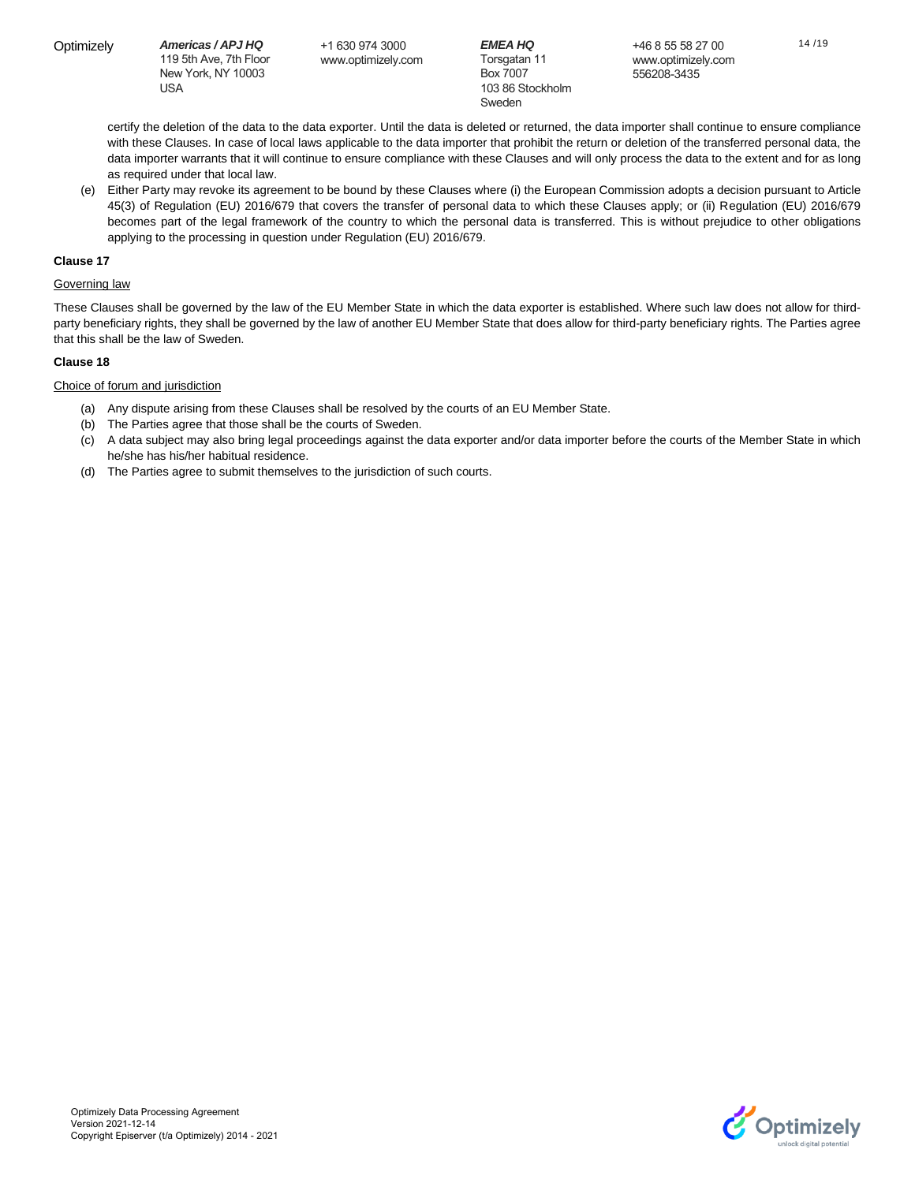certify the deletion of the data to the data exporter. Until the data is deleted or returned, the data importer shall continue to ensure compliance with these Clauses. In case of local laws applicable to the data importer that prohibit the return or deletion of the transferred personal data, the data importer warrants that it will continue to ensure compliance with these Clauses and will only process the data to the extent and for as long as required under that local law.

(e) Either Party may revoke its agreement to be bound by these Clauses where (i) the European Commission adopts a decision pursuant to Article 45(3) of Regulation (EU) 2016/679 that covers the transfer of personal data to which these Clauses apply; or (ii) Regulation (EU) 2016/679 becomes part of the legal framework of the country to which the personal data is transferred. This is without prejudice to other obligations applying to the processing in question under Regulation (EU) 2016/679.

**Clause 17**

Governing law

These Clauses shall be governed by the law of the EU Member State in which the data exporter is established. Where such law does not allow for third-party beneficiary rights, they shall be governed by the law of another EU Member State that does allow for third-party beneficiary rights. The Parties agree that this shall be the law of Sweden.

**Clause 18**

Choice of forum and jurisdiction

(a) Any dispute arising from these Clauses shall be resolved by the courts of an EU Member State.

(b) The Parties agree that those shall be the courts of Sweden.

(c) A data subject may also bring legal proceedings against the data exporter and/or data importer before the courts of the Member State in which he/she has his/her habitual residence.

(d) The Parties agree to submit themselves to the jurisdiction of such courts.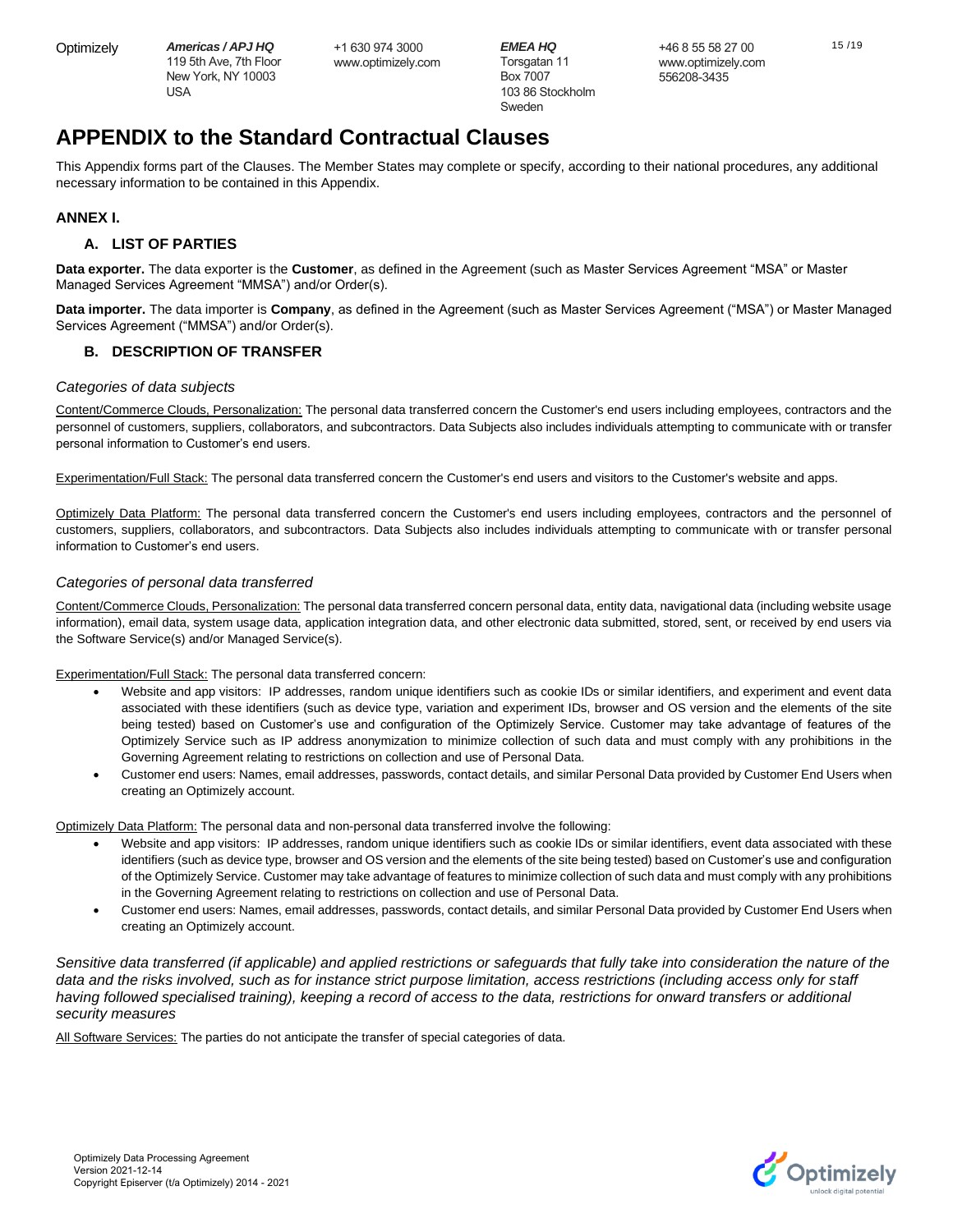# APPENDIX to the Standard Contractual Clauses

This Appendix forms part of the Clauses. The Member States may complete or specify, according to their national procedures, any additional necessary information to be contained in this Appendix.

## ANNEX I.

### A. LIST OF PARTIES

**Data exporter.** The data exporter is the **Customer**, as defined in the Agreement (such as Master Services Agreement "MSA" or Master Managed Services Agreement "MMSA") and/or Order(s).

**Data importer.** The data importer is **Company**, as defined in the Agreement (such as Master Services Agreement ("MSA") or Master Managed Services Agreement ("MMSA") and/or Order(s).

### B. DESCRIPTION OF TRANSFER

*Categories of data subjects*

Content/Commerce Clouds, Personalization: The personal data transferred concern the Customer's end users including employees, contractors and the personnel of customers, suppliers, collaborators, and subcontractors. Data Subjects also includes individuals attempting to communicate with or transfer personal information to Customer's end users.

Experimentation/Full Stack: The personal data transferred concern the Customer's end users and visitors to the Customer's website and apps.

Optimizely Data Platform: The personal data transferred concern the Customer's end users including employees, contractors and the personnel of customers, suppliers, collaborators, and subcontractors. Data Subjects also includes individuals attempting to communicate with or transfer personal information to Customer's end users.

*Categories of personal data transferred*

Content/Commerce Clouds, Personalization: The personal data transferred concern personal data, entity data, navigational data (including website usage information), email data, system usage data, application integration data, and other electronic data submitted, stored, sent, or received by end users via the Software Service(s) and/or Managed Service(s).

Experimentation/Full Stack: The personal data transferred concern:

- Website and app visitors: IP addresses, random unique identifiers such as cookie IDs or similar identifiers, and experiment and event data associated with these identifiers (such as device type, variation and experiment IDs, browser and OS version and the elements of the site being tested) based on Customer's use and configuration of the Optimizely Service. Customer may take advantage of features of the Optimizely Service such as IP address anonymization to minimize collection of such data and must comply with any prohibitions in the Governing Agreement relating to restrictions on collection and use of Personal Data.
- Customer end users: Names, email addresses, passwords, contact details, and similar Personal Data provided by Customer End Users when creating an Optimizely account.

Optimizely Data Platform: The personal data and non-personal data transferred involve the following:

- Website and app visitors: IP addresses, random unique identifiers such as cookie IDs or similar identifiers, event data associated with these identifiers (such as device type, browser and OS version and the elements of the site being tested) based on Customer's use and configuration of the Optimizely Service. Customer may take advantage of features to minimize collection of such data and must comply with any prohibitions in the Governing Agreement relating to restrictions on collection and use of Personal Data.
- Customer end users: Names, email addresses, passwords, contact details, and similar Personal Data provided by Customer End Users when creating an Optimizely account.

*Sensitive data transferred (if applicable) and applied restrictions or safeguards that fully take into consideration the nature of the data and the risks involved, such as for instance strict purpose limitation, access restrictions (including access only for staff having followed specialised training), keeping a record of access to the data, restrictions for onward transfers or additional security measures*

All Software Services: The parties do not anticipate the transfer of special categories of data.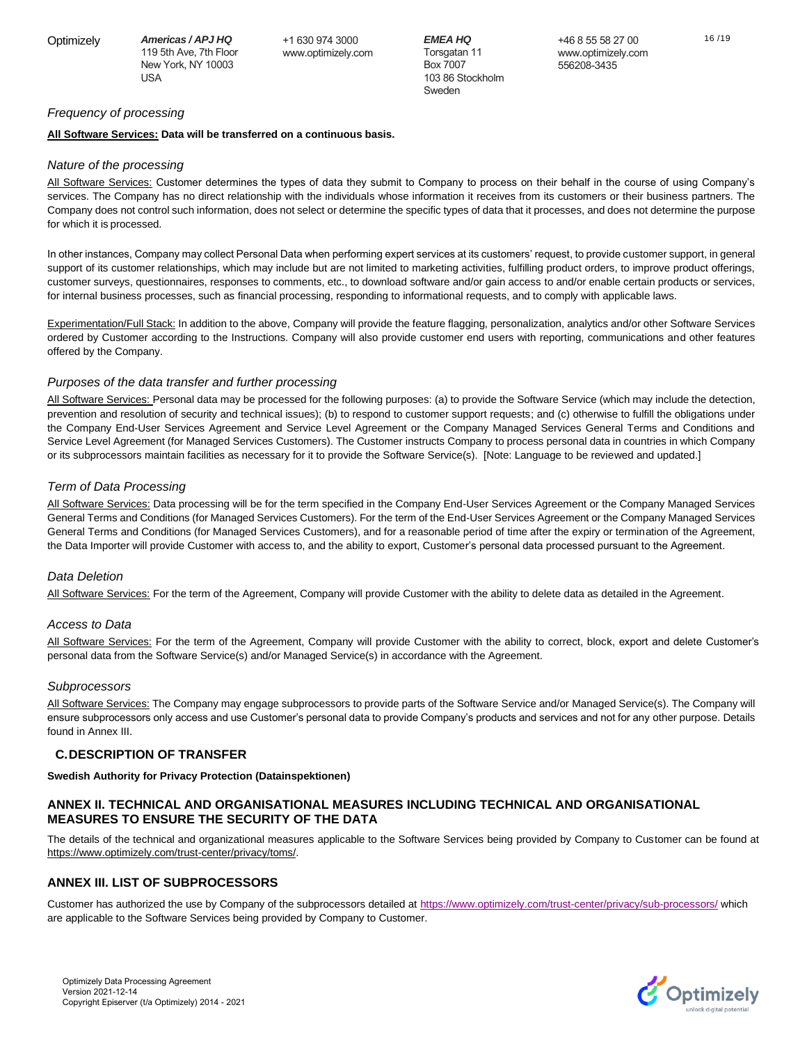### *Frequency of processing*

**All Software Services: Data will be transferred on a continuous basis.**

### *Nature of the processing*

All Software Services: Customer determines the types of data they submit to Company to process on their behalf in the course of using Company's services. The Company has no direct relationship with the individuals whose information it receives from its customers or their business partners. The Company does not control such information, does not select or determine the specific types of data that it processes, and does not determine the purpose for which it is processed.

In other instances, Company may collect Personal Data when performing expert services at its customers' request, to provide customer support, in general support of its customer relationships, which may include but are not limited to marketing activities, fulfilling product orders, to improve product offerings, customer surveys, questionnaires, responses to comments, etc., to download software and/or gain access to and/or enable certain products or services, for internal business processes, such as financial processing, responding to informational requests, and to comply with applicable laws.

Experimentation/Full Stack: In addition to the above, Company will provide the feature flagging, personalization, analytics and/or other Software Services ordered by Customer according to the Instructions. Company will also provide customer end users with reporting, communications and other features offered by the Company.

### *Purposes of the data transfer and further processing*

All Software Services: Personal data may be processed for the following purposes: (a) to provide the Software Service (which may include the detection, prevention and resolution of security and technical issues); (b) to respond to customer support requests; and (c) otherwise to fulfill the obligations under the Company End-User Services Agreement and Service Level Agreement or the Company Managed Services General Terms and Conditions and Service Level Agreement (for Managed Services Customers). The Customer instructs Company to process personal data in countries in which Company or its subprocessors maintain facilities as necessary for it to provide the Software Service(s). [Note: Language to be reviewed and updated.]

### *Term of Data Processing*

All Software Services: Data processing will be for the term specified in the Company End-User Services Agreement or the Company Managed Services General Terms and Conditions (for Managed Services Customers). For the term of the End-User Services Agreement or the Company Managed Services General Terms and Conditions (for Managed Services Customers), and for a reasonable period of time after the expiry or termination of the Agreement, the Data Importer will provide Customer with access to, and the ability to export, Customer's personal data processed pursuant to the Agreement.

### *Data Deletion*

All Software Services: For the term of the Agreement, Company will provide Customer with the ability to delete data as detailed in the Agreement.

### *Access to Data*

All Software Services: For the term of the Agreement, Company will provide Customer with the ability to correct, block, export and delete Customer's personal data from the Software Service(s) and/or Managed Service(s) in accordance with the Agreement.

### *Subprocessors*

All Software Services: The Company may engage subprocessors to provide parts of the Software Service and/or Managed Service(s). The Company will ensure subprocessors only access and use Customer's personal data to provide Company's products and services and not for any other purpose. Details found in Annex III.

## C. DESCRIPTION OF TRANSFER

**Swedish Authority for Privacy Protection (Datainspektionen)**

## ANNEX II. TECHNICAL AND ORGANISATIONAL MEASURES INCLUDING TECHNICAL AND ORGANISATIONAL MEASURES TO ENSURE THE SECURITY OF THE DATA

The details of the technical and organizational measures applicable to the Software Services being provided by Company to Customer can be found at https://www.optimizely.com/trust-center/privacy/toms/.

## ANNEX III. LIST OF SUBPROCESSORS

Customer has authorized the use by Company of the subprocessors detailed at https://www.optimizely.com/trust-center/privacy/sub-processors/ which are applicable to the Software Services being provided by Company to Customer.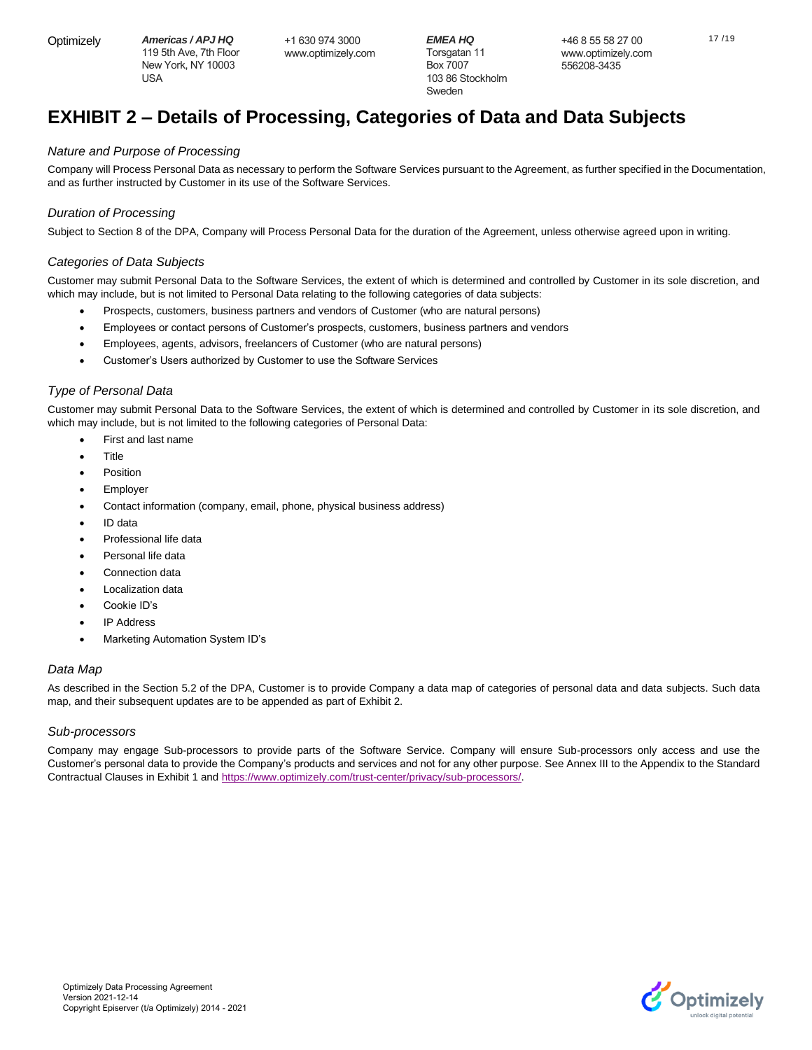# EXHIBIT 2 – Details of Processing, Categories of Data and Data Subjects

## *Nature and Purpose of Processing*

Company will Process Personal Data as necessary to perform the Software Services pursuant to the Agreement, as further specified in the Documentation, and as further instructed by Customer in its use of the Software Services.

## *Duration of Processing*

Subject to Section 8 of the DPA, Company will Process Personal Data for the duration of the Agreement, unless otherwise agreed upon in writing.

## *Categories of Data Subjects*

Customer may submit Personal Data to the Software Services, the extent of which is determined and controlled by Customer in its sole discretion, and which may include, but is not limited to Personal Data relating to the following categories of data subjects:

- Prospects, customers, business partners and vendors of Customer (who are natural persons)
- Employees or contact persons of Customer's prospects, customers, business partners and vendors
- Employees, agents, advisors, freelancers of Customer (who are natural persons)
- Customer's Users authorized by Customer to use the Software Services

## *Type of Personal Data*

Customer may submit Personal Data to the Software Services, the extent of which is determined and controlled by Customer in its sole discretion, and which may include, but is not limited to the following categories of Personal Data:

- First and last name
- Title
- Position
- Employer
- Contact information (company, email, phone, physical business address)
- ID data
- Professional life data
- Personal life data
- Connection data
- Localization data
- Cookie ID's
- IP Address
- Marketing Automation System ID's

## *Data Map*

As described in the Section 5.2 of the DPA, Customer is to provide Company a data map of categories of personal data and data subjects. Such data map, and their subsequent updates are to be appended as part of Exhibit 2.

## *Sub-processors*

Company may engage Sub-processors to provide parts of the Software Service. Company will ensure Sub-processors only access and use the Customer's personal data to provide the Company's products and services and not for any other purpose. See Annex III to the Appendix to the Standard Contractual Clauses in Exhibit 1 and https://www.optimizely.com/trust-center/privacy/sub-processors/.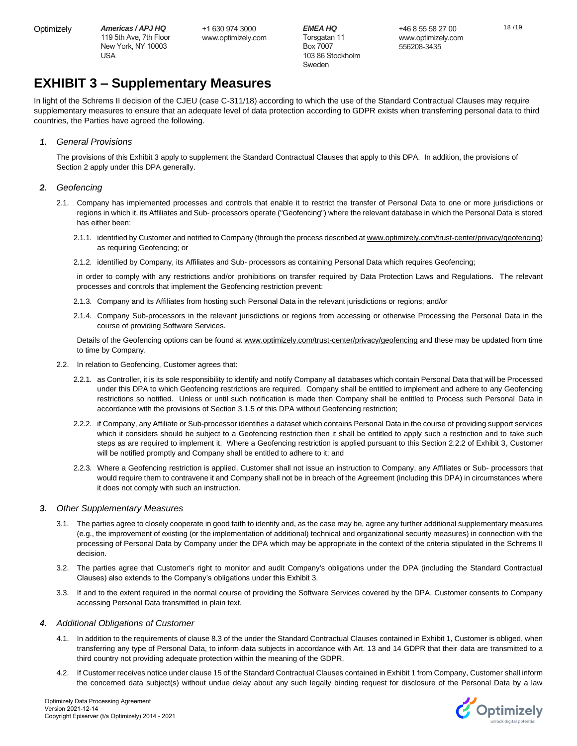# EXHIBIT 3 – Supplementary Measures

In light of the Schrems II decision of the CJEU (case C-311/18) according to which the use of the Standard Contractual Clauses may require supplementary measures to ensure that an adequate level of data protection according to GDPR exists when transferring personal data to third countries, the Parties have agreed the following.

## *1. General Provisions*

The provisions of this Exhibit 3 apply to supplement the Standard Contractual Clauses that apply to this DPA. In addition, the provisions of Section 2 apply under this DPA generally.

## *2. Geofencing*

2.1. Company has implemented processes and controls that enable it to restrict the transfer of Personal Data to one or more jurisdictions or regions in which it, its Affiliates and Sub- processors operate ("Geofencing") where the relevant database in which the Personal Data is stored has either been:

2.1.1. identified by Customer and notified to Company (through the process described at www.optimizely.com/trust-center/privacy/geofencing) as requiring Geofencing; or

2.1.2. identified by Company, its Affiliates and Sub- processors as containing Personal Data which requires Geofencing;

in order to comply with any restrictions and/or prohibitions on transfer required by Data Protection Laws and Regulations. The relevant processes and controls that implement the Geofencing restriction prevent:

2.1.3. Company and its Affiliates from hosting such Personal Data in the relevant jurisdictions or regions; and/or

2.1.4. Company Sub-processors in the relevant jurisdictions or regions from accessing or otherwise Processing the Personal Data in the course of providing Software Services.

Details of the Geofencing options can be found at www.optimizely.com/trust-center/privacy/geofencing and these may be updated from time to time by Company.

2.2. In relation to Geofencing, Customer agrees that:

2.2.1. as Controller, it is its sole responsibility to identify and notify Company all databases which contain Personal Data that will be Processed under this DPA to which Geofencing restrictions are required. Company shall be entitled to implement and adhere to any Geofencing restrictions so notified. Unless or until such notification is made then Company shall be entitled to Process such Personal Data in accordance with the provisions of Section 3.1.5 of this DPA without Geofencing restriction;

2.2.2. if Company, any Affiliate or Sub-processor identifies a dataset which contains Personal Data in the course of providing support services which it considers should be subject to a Geofencing restriction then it shall be entitled to apply such a restriction and to take such steps as are required to implement it. Where a Geofencing restriction is applied pursuant to this Section 2.2.2 of Exhibit 3, Customer will be notified promptly and Company shall be entitled to adhere to it; and

2.2.3. Where a Geofencing restriction is applied, Customer shall not issue an instruction to Company, any Affiliates or Sub- processors that would require them to contravene it and Company shall not be in breach of the Agreement (including this DPA) in circumstances where it does not comply with such an instruction.

## *3. Other Supplementary Measures*

3.1. The parties agree to closely cooperate in good faith to identify and, as the case may be, agree any further additional supplementary measures (e.g., the improvement of existing (or the implementation of additional) technical and organizational security measures) in connection with the processing of Personal Data by Company under the DPA which may be appropriate in the context of the criteria stipulated in the Schrems II decision.

3.2. The parties agree that Customer's right to monitor and audit Company's obligations under the DPA (including the Standard Contractual Clauses) also extends to the Company's obligations under this Exhibit 3.

3.3. If and to the extent required in the normal course of providing the Software Services covered by the DPA, Customer consents to Company accessing Personal Data transmitted in plain text.

## *4. Additional Obligations of Customer*

4.1. In addition to the requirements of clause 8.3 of the under the Standard Contractual Clauses contained in Exhibit 1, Customer is obliged, when transferring any type of Personal Data, to inform data subjects in accordance with Art. 13 and 14 GDPR that their data are transmitted to a third country not providing adequate protection within the meaning of the GDPR.

4.2. If Customer receives notice under clause 15 of the Standard Contractual Clauses contained in Exhibit 1 from Company, Customer shall inform the concerned data subject(s) without undue delay about any such legally binding request for disclosure of the Personal Data by a law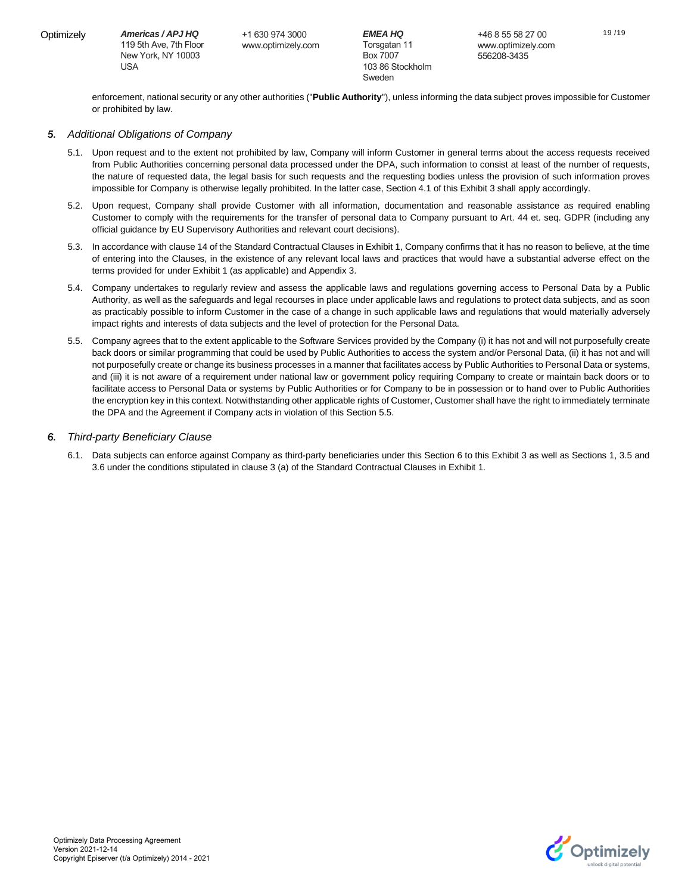enforcement, national security or any other authorities ("**Public Authority**"), unless informing the data subject proves impossible for Customer or prohibited by law.

### *5. Additional Obligations of Company*

5.1. Upon request and to the extent not prohibited by law, Company will inform Customer in general terms about the access requests received from Public Authorities concerning personal data processed under the DPA, such information to consist at least of the number of requests, the nature of requested data, the legal basis for such requests and the requesting bodies unless the provision of such information proves impossible for Company is otherwise legally prohibited. In the latter case, Section 4.1 of this Exhibit 3 shall apply accordingly.

5.2. Upon request, Company shall provide Customer with all information, documentation and reasonable assistance as required enabling Customer to comply with the requirements for the transfer of personal data to Company pursuant to Art. 44 et. seq. GDPR (including any official guidance by EU Supervisory Authorities and relevant court decisions).

5.3. In accordance with clause 14 of the Standard Contractual Clauses in Exhibit 1, Company confirms that it has no reason to believe, at the time of entering into the Clauses, in the existence of any relevant local laws and practices that would have a substantial adverse effect on the terms provided for under Exhibit 1 (as applicable) and Appendix 3.

5.4. Company undertakes to regularly review and assess the applicable laws and regulations governing access to Personal Data by a Public Authority, as well as the safeguards and legal recourses in place under applicable laws and regulations to protect data subjects, and as soon as practicably possible to inform Customer in the case of a change in such applicable laws and regulations that would materially adversely impact rights and interests of data subjects and the level of protection for the Personal Data.

5.5. Company agrees that to the extent applicable to the Software Services provided by the Company (i) it has not and will not purposefully create back doors or similar programming that could be used by Public Authorities to access the system and/or Personal Data, (ii) it has not and will not purposefully create or change its business processes in a manner that facilitates access by Public Authorities to Personal Data or systems, and (iii) it is not aware of a requirement under national law or government policy requiring Company to create or maintain back doors or to facilitate access to Personal Data or systems by Public Authorities or for Company to be in possession or to hand over to Public Authorities the encryption key in this context. Notwithstanding other applicable rights of Customer, Customer shall have the right to immediately terminate the DPA and the Agreement if Company acts in violation of this Section 5.5.

### *6. Third-party Beneficiary Clause*

6.1. Data subjects can enforce against Company as third-party beneficiaries under this Section 6 to this Exhibit 3 as well as Sections 1, 3.5 and 3.6 under the conditions stipulated in clause 3 (a) of the Standard Contractual Clauses in Exhibit 1.